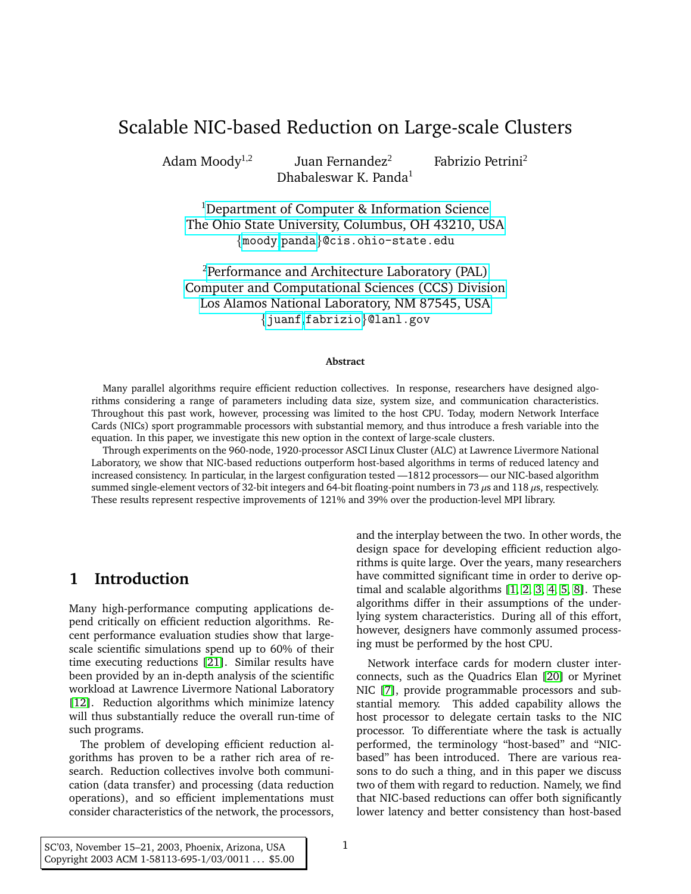# Scalable NIC-based Reduction on Large-scale Clusters

Adam Moody[1,2] Juan Fernandez[2] Fabrizio Petrini[2]
Dhabaleswar K. Panda[1]

[1]Department of Computer & Information Science
The Ohio State University, Columbus, OH 43210, USA
{moody,panda}@cis.ohio-state.edu

[2]Performance and Architecture Laboratory (PAL)
Computer and Computational Sciences (CCS) Division
Los Alamos National Laboratory, NM 87545, USA
{juanf,fabrizio}@lanl.gov

**Abstract**

Many parallel algorithms require efficient reduction collectives. In response, researchers have designed algorithms considering a range of parameters including data size, system size, and communication characteristics. Throughout this past work, however, processing was limited to the host CPU. Today, modern Network Interface Cards (NICs) sport programmable processors with substantial memory, and thus introduce a fresh variable into the equation. In this paper, we investigate this new option in the context of large-scale clusters.

Through experiments on the 960-node, 1920-processor ASCI Linux Cluster (ALC) at Lawrence Livermore National Laboratory, we show that NIC-based reductions outperform host-based algorithms in terms of reduced latency and increased consistency. In particular, in the largest configuration tested —1812 processors— our NIC-based algorithm summed single-element vectors of 32-bit integers and 64-bit floating-point numbers in 73 $\mu$s and 118 $\mu$s, respectively. These results represent respective improvements of 121% and 39% over the production-level MPI library.

## 1 Introduction

Many high-performance computing applications depend critically on efficient reduction algorithms. Recent performance evaluation studies show that large-scale scientific simulations spend up to 60% of their time executing reductions [21]. Similar results have been provided by an in-depth analysis of the scientific workload at Lawrence Livermore National Laboratory [12]. Reduction algorithms which minimize latency will thus substantially reduce the overall run-time of such programs.

The problem of developing efficient reduction algorithms has proven to be a rather rich area of research. Reduction collectives involve both communication (data transfer) and processing (data reduction operations), and so efficient implementations must consider characteristics of the network, the processors, and the interplay between the two. In other words, the design space for developing efficient reduction algorithms is quite large. Over the years, many researchers have committed significant time in order to derive optimal and scalable algorithms [1, 2, 3, 4, 5, 8]. These algorithms differ in their assumptions of the underlying system characteristics. During all of this effort, however, designers have commonly assumed processing must be performed by the host CPU.

Network interface cards for modern cluster interconnects, such as the Quadrics Elan [20] or Myrinet NIC [7], provide programmable processors and substantial memory. This added capability allows the host processor to delegate certain tasks to the NIC processor. To differentiate where the task is actually performed, the terminology "host-based" and "NIC-based" has been introduced. There are various reasons to do such a thing, and in this paper we discuss two of them with regard to reduction. Namely, we find that NIC-based reductions can offer both significantly lower latency and better consistency than host-based

SC'03, November 15–21, 2003, Phoenix, Arizona, USA
Copyright 2003 ACM 1-58113-695-1/03/0011 ... $5.00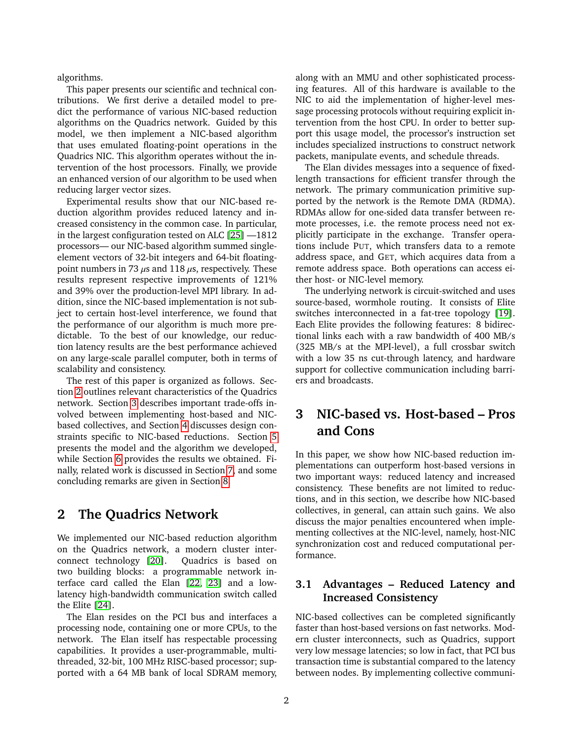algorithms.

This paper presents our scientific and technical contributions. We first derive a detailed model to predict the performance of various NIC-based reduction algorithms on the Quadrics network. Guided by this model, we then implement a NIC-based algorithm that uses emulated floating-point operations in the Quadrics NIC. This algorithm operates without the intervention of the host processors. Finally, we provide an enhanced version of our algorithm to be used when reducing larger vector sizes.

Experimental results show that our NIC-based reduction algorithm provides reduced latency and increased consistency in the common case. In particular, in the largest configuration tested on ALC [25] —1812 processors— our NIC-based algorithm summed single-element vectors of 32-bit integers and 64-bit floating-point numbers in 73 $\mu$s and 118 $\mu$s, respectively. These results represent respective improvements of 121% and 39% over the production-level MPI library. In addition, since the NIC-based implementation is not subject to certain host-level interference, we found that the performance of our algorithm is much more predictable. To the best of our knowledge, our reduction latency results are the best performance achieved on any large-scale parallel computer, both in terms of scalability and consistency.

The rest of this paper is organized as follows. Section 2 outlines relevant characteristics of the Quadrics network. Section 3 describes important trade-offs involved between implementing host-based and NIC-based collectives, and Section 4 discusses design constraints specific to NIC-based reductions. Section 5 presents the model and the algorithm we developed, while Section 6 provides the results we obtained. Finally, related work is discussed in Section 7, and some concluding remarks are given in Section 8.

# 2 The Quadrics Network

We implemented our NIC-based reduction algorithm on the Quadrics network, a modern cluster interconnect technology [20]. Quadrics is based on two building blocks: a programmable network interface card called the Elan [22, 23] and a low-latency high-bandwidth communication switch called the Elite [24].

The Elan resides on the PCI bus and interfaces a processing node, containing one or more CPUs, to the network. The Elan itself has respectable processing capabilities. It provides a user-programmable, multi-threaded, 32-bit, 100 MHz RISC-based processor; supported with a 64 MB bank of local SDRAM memory, along with an MMU and other sophisticated processing features. All of this hardware is available to the NIC to aid the implementation of higher-level message processing protocols without requiring explicit intervention from the host CPU. In order to better support this usage model, the processor's instruction set includes specialized instructions to construct network packets, manipulate events, and schedule threads.

The Elan divides messages into a sequence of fixed-length transactions for efficient transfer through the network. The primary communication primitive supported by the network is the Remote DMA (RDMA). RDMAs allow for one-sided data transfer between remote processes, i.e. the remote process need not explicitly participate in the exchange. Transfer operations include PUT, which transfers data to a remote address space, and GET, which acquires data from a remote address space. Both operations can access either host- or NIC-level memory.

The underlying network is circuit-switched and uses source-based, wormhole routing. It consists of Elite switches interconnected in a fat-tree topology [19]. Each Elite provides the following features: 8 bidirectional links each with a raw bandwidth of 400 MB/s (325 MB/s at the MPI-level), a full crossbar switch with a low 35 ns cut-through latency, and hardware support for collective communication including barriers and broadcasts.

# 3 NIC-based vs. Host-based – Pros and Cons

In this paper, we show how NIC-based reduction implementations can outperform host-based versions in two important ways: reduced latency and increased consistency. These benefits are not limited to reductions, and in this section, we describe how NIC-based collectives, in general, can attain such gains. We also discuss the major penalties encountered when implementing collectives at the NIC-level, namely, host-NIC synchronization cost and reduced computational performance.

## 3.1 Advantages – Reduced Latency and Increased Consistency

NIC-based collectives can be completed significantly faster than host-based versions on fast networks. Modern cluster interconnects, such as Quadrics, support very low message latencies; so low in fact, that PCI bus transaction time is substantial compared to the latency between nodes. By implementing collective communi-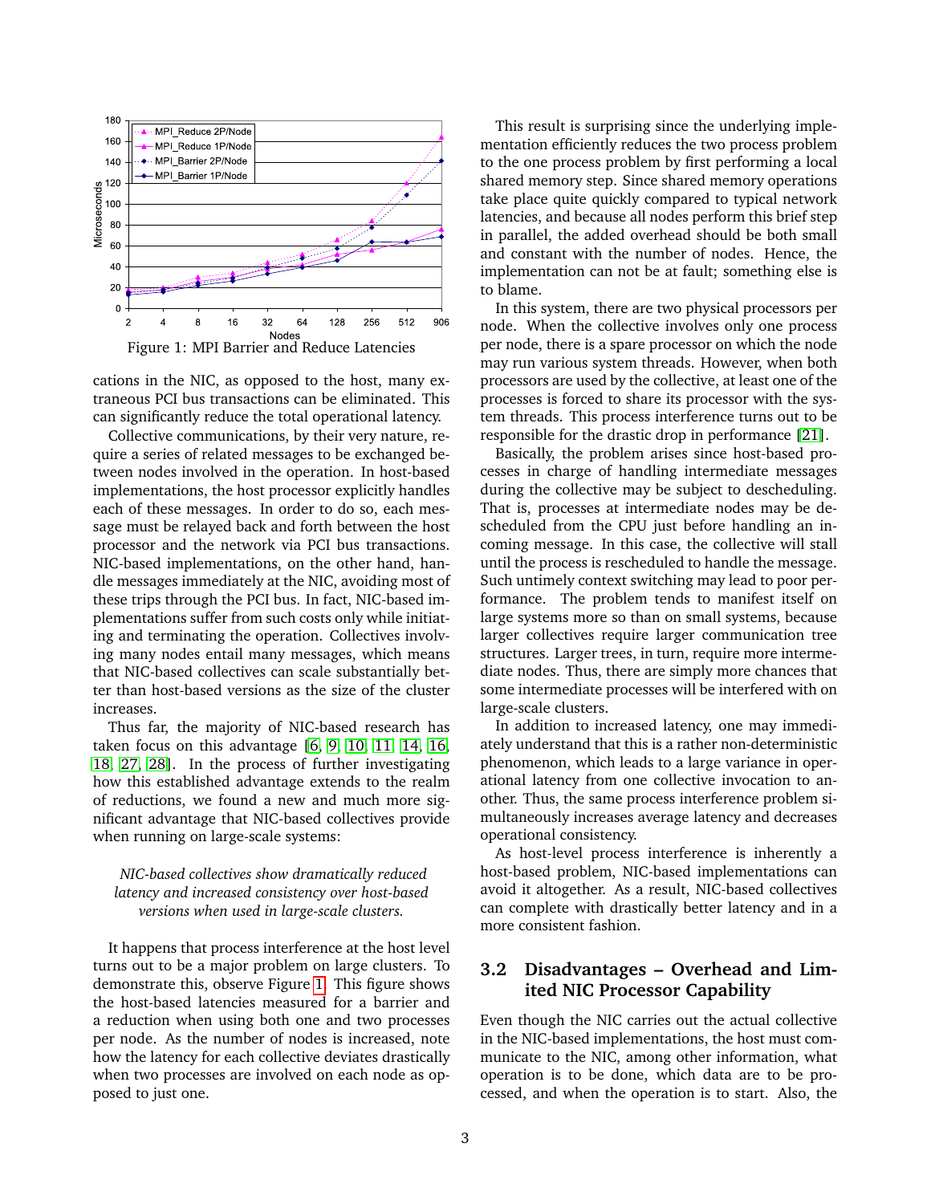Figure 1: MPI Barrier and Reduce Latencies

cations in the NIC, as opposed to the host, many extraneous PCI bus transactions can be eliminated. This can significantly reduce the total operational latency.

Collective communications, by their very nature, require a series of related messages to be exchanged between nodes involved in the operation. In host-based implementations, the host processor explicitly handles each of these messages. In order to do so, each message must be relayed back and forth between the host processor and the network via PCI bus transactions. NIC-based implementations, on the other hand, handle messages immediately at the NIC, avoiding most of these trips through the PCI bus. In fact, NIC-based implementations suffer from such costs only while initiating and terminating the operation. Collectives involving many nodes entail many messages, which means that NIC-based collectives can scale substantially better than host-based versions as the size of the cluster increases.

Thus far, the majority of NIC-based research has taken focus on this advantage [6, 9, 10, 11, 14, 16, 18, 27, 28]. In the process of further investigating how this established advantage extends to the realm of reductions, we found a new and much more significant advantage that NIC-based collectives provide when running on large-scale systems:

*NIC-based collectives show dramatically reduced latency and increased consistency over host-based versions when used in large-scale clusters.*

It happens that process interference at the host level turns out to be a major problem on large clusters. To demonstrate this, observe Figure 1. This figure shows the host-based latencies measured for a barrier and a reduction when using both one and two processes per node. As the number of nodes is increased, note how the latency for each collective deviates drastically when two processes are involved on each node as opposed to just one.

This result is surprising since the underlying implementation efficiently reduces the two process problem to the one process problem by first performing a local shared memory step. Since shared memory operations take place quite quickly compared to typical network latencies, and because all nodes perform this brief step in parallel, the added overhead should be both small and constant with the number of nodes. Hence, the implementation can not be at fault; something else is to blame.

In this system, there are two physical processors per node. When the collective involves only one process per node, there is a spare processor on which the node may run various system threads. However, when both processors are used by the collective, at least one of the processes is forced to share its processor with the system threads. This process interference turns out to be responsible for the drastic drop in performance [21].

Basically, the problem arises since host-based processes in charge of handling intermediate messages during the collective may be subject to descheduling. That is, processes at intermediate nodes may be descheduled from the CPU just before handling an incoming message. In this case, the collective will stall until the process is rescheduled to handle the message. Such untimely context switching may lead to poor performance. The problem tends to manifest itself on large systems more so than on small systems, because larger collectives require larger communication tree structures. Larger trees, in turn, require more intermediate nodes. Thus, there are simply more chances that some intermediate processes will be interfered with on large-scale clusters.

In addition to increased latency, one may immediately understand that this is a rather non-deterministic phenomenon, which leads to a large variance in operational latency from one collective invocation to another. Thus, the same process interference problem simultaneously increases average latency and decreases operational consistency.

As host-level process interference is inherently a host-based problem, NIC-based implementations can avoid it altogether. As a result, NIC-based collectives can complete with drastically better latency and in a more consistent fashion.

## 3.2 Disadvantages – Overhead and Limited NIC Processor Capability

Even though the NIC carries out the actual collective in the NIC-based implementations, the host must communicate to the NIC, among other information, what operation is to be done, which data are to be processed, and when the operation is to start. Also, the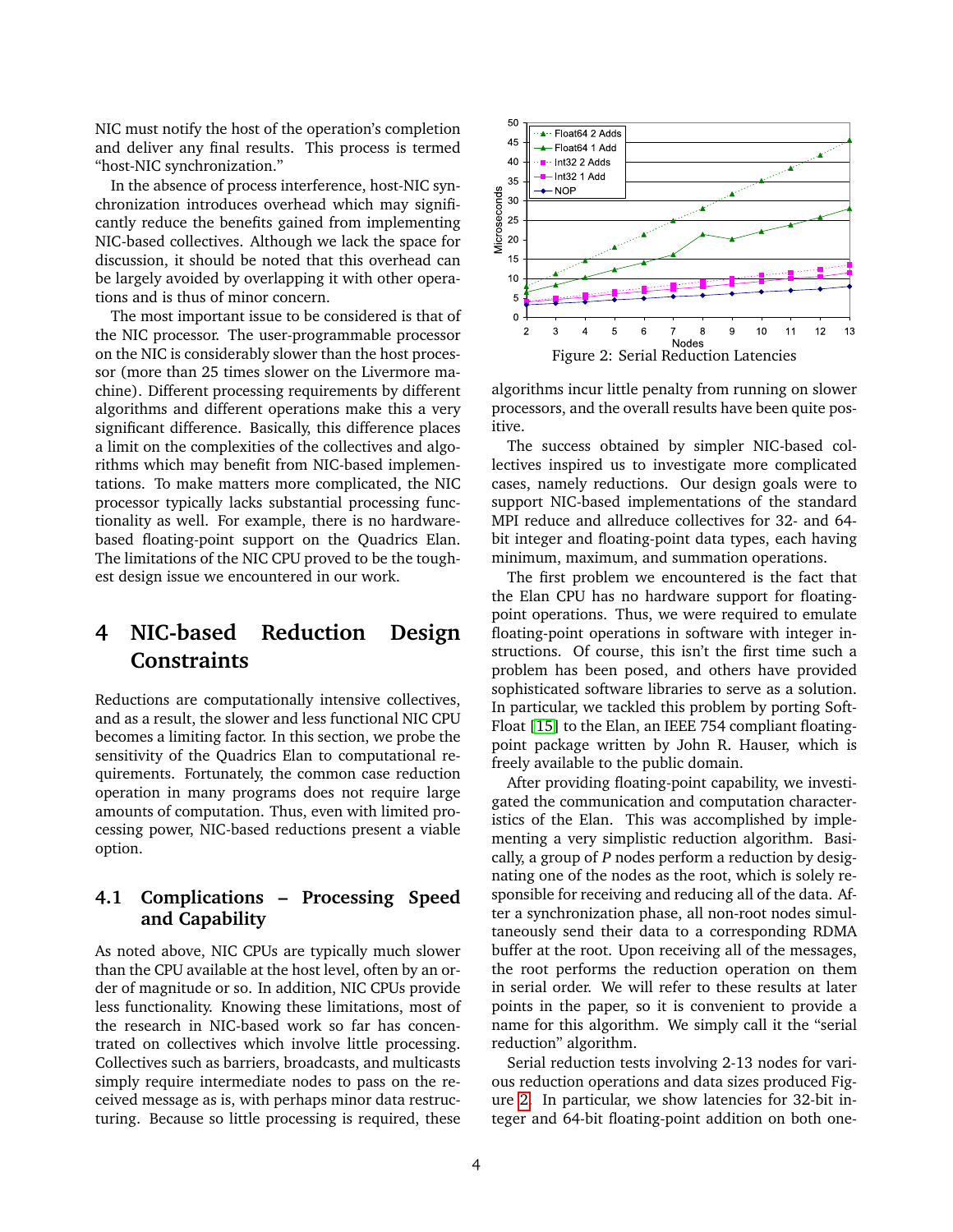NIC must notify the host of the operation's completion and deliver any final results. This process is termed "host-NIC synchronization."

In the absence of process interference, host-NIC synchronization introduces overhead which may significantly reduce the benefits gained from implementing NIC-based collectives. Although we lack the space for discussion, it should be noted that this overhead can be largely avoided by overlapping it with other operations and is thus of minor concern.

The most important issue to be considered is that of the NIC processor. The user-programmable processor on the NIC is considerably slower than the host processor (more than 25 times slower on the Livermore machine). Different processing requirements by different algorithms and different operations make this a very significant difference. Basically, this difference places a limit on the complexities of the collectives and algorithms which may benefit from NIC-based implementations. To make matters more complicated, the NIC processor typically lacks substantial processing functionality as well. For example, there is no hardware-based floating-point support on the Quadrics Elan. The limitations of the NIC CPU proved to be the toughest design issue we encountered in our work.

# 4 NIC-based Reduction Design Constraints

Reductions are computationally intensive collectives, and as a result, the slower and less functional NIC CPU becomes a limiting factor. In this section, we probe the sensitivity of the Quadrics Elan to computational requirements. Fortunately, the common case reduction operation in many programs does not require large amounts of computation. Thus, even with limited processing power, NIC-based reductions present a viable option.

## 4.1 Complications – Processing Speed and Capability

As noted above, NIC CPUs are typically much slower than the CPU available at the host level, often by an order of magnitude or so. In addition, NIC CPUs provide less functionality. Knowing these limitations, most of the research in NIC-based work so far has concentrated on collectives which involve little processing. Collectives such as barriers, broadcasts, and multicasts simply require intermediate nodes to pass on the received message as is, with perhaps minor data restructuring. Because so little processing is required, these algorithms incur little penalty from running on slower processors, and the overall results have been quite positive.

Figure 2: Serial Reduction Latencies

The success obtained by simpler NIC-based collectives inspired us to investigate more complicated cases, namely reductions. Our design goals were to support NIC-based implementations of the standard MPI reduce and allreduce collectives for 32- and 64-bit integer and floating-point data types, each having minimum, maximum, and summation operations.

The first problem we encountered is the fact that the Elan CPU has no hardware support for floating-point operations. Thus, we were required to emulate floating-point operations in software with integer instructions. Of course, this isn't the first time such a problem has been posed, and others have provided sophisticated software libraries to serve as a solution. In particular, we tackled this problem by porting SoftFloat [15] to the Elan, an IEEE 754 compliant floating-point package written by John R. Hauser, which is freely available to the public domain.

After providing floating-point capability, we investigated the communication and computation characteristics of the Elan. This was accomplished by implementing a very simplistic reduction algorithm. Basically, a group of $P$ nodes perform a reduction by designating one of the nodes as the root, which is solely responsible for receiving and reducing all of the data. After a synchronization phase, all non-root nodes simultaneously send their data to a corresponding RDMA buffer at the root. Upon receiving all of the messages, the root performs the reduction operation on them in serial order. We will refer to these results at later points in the paper, so it is convenient to provide a name for this algorithm. We simply call it the "serial reduction" algorithm.

Serial reduction tests involving 2-13 nodes for various reduction operations and data sizes produced Figure 2. In particular, we show latencies for 32-bit integer and 64-bit floating-point addition on both one-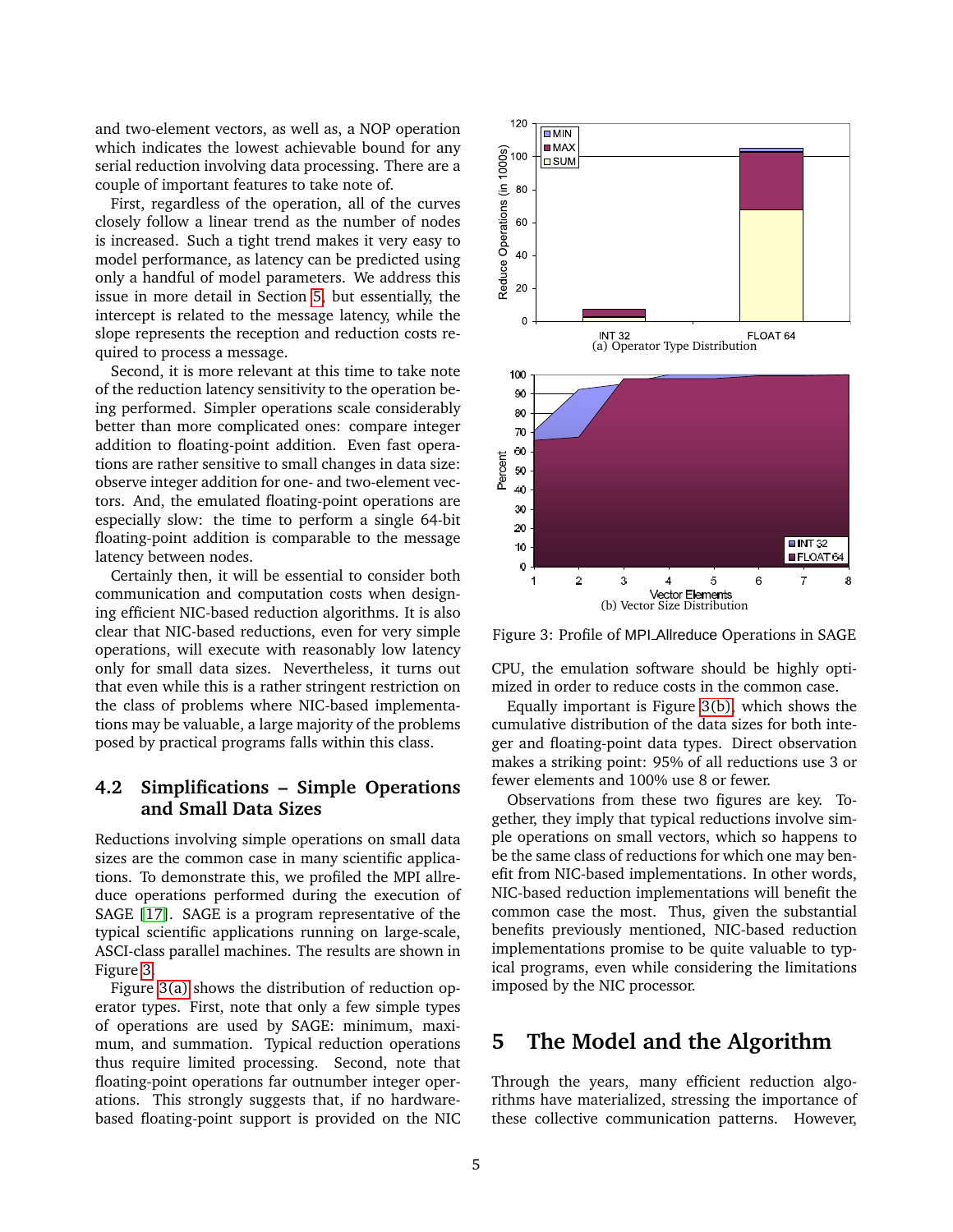and two-element vectors, as well as, a NOP operation which indicates the lowest achievable bound for any serial reduction involving data processing. There are a couple of important features to take note of.

First, regardless of the operation, all of the curves closely follow a linear trend as the number of nodes is increased. Such a tight trend makes it very easy to model performance, as latency can be predicted using only a handful of model parameters. We address this issue in more detail in Section 5, but essentially, the intercept is related to the message latency, while the slope represents the reception and reduction costs required to process a message.

Second, it is more relevant at this time to take note of the reduction latency sensitivity to the operation being performed. Simpler operations scale considerably better than more complicated ones: compare integer addition to floating-point addition. Even fast operations are rather sensitive to small changes in data size: observe integer addition for one- and two-element vectors. And, the emulated floating-point operations are especially slow: the time to perform a single 64-bit floating-point addition is comparable to the message latency between nodes.

Certainly then, it will be essential to consider both communication and computation costs when designing efficient NIC-based reduction algorithms. It is also clear that NIC-based reductions, even for very simple operations, will execute with reasonably low latency only for small data sizes. Nevertheless, it turns out that even while this is a rather stringent restriction on the class of problems where NIC-based implementations may be valuable, a large majority of the problems posed by practical programs falls within this class.

### 4.2 Simplifications – Simple Operations and Small Data Sizes

Reductions involving simple operations on small data sizes are the common case in many scientific applications. To demonstrate this, we profiled the MPI allreduce operations performed during the execution of SAGE [17]. SAGE is a program representative of the typical scientific applications running on large-scale, ASCI-class parallel machines. The results are shown in Figure 3.

Figure 3(a) shows the distribution of reduction operator types. First, note that only a few simple types of operations are used by SAGE: minimum, maximum, and summation. Typical reduction operations thus require limited processing. Second, note that floating-point operations far outnumber integer operations. This strongly suggests that, if no hardware-based floating-point support is provided on the NIC CPU, the emulation software should be highly optimized in order to reduce costs in the common case.

(a) Operator Type Distribution

(b) Vector Size Distribution

Figure 3: Profile of MPI_Allreduce Operations in SAGE

Equally important is Figure 3(b), which shows the cumulative distribution of the data sizes for both integer and floating-point data types. Direct observation makes a striking point: 95% of all reductions use 3 or fewer elements and 100% use 8 or fewer.

Observations from these two figures are key. Together, they imply that typical reductions involve simple operations on small vectors, which so happens to be the same class of reductions for which one may benefit from NIC-based implementations. In other words, NIC-based reduction implementations will benefit the common case the most. Thus, given the substantial benefits previously mentioned, NIC-based reduction implementations promise to be quite valuable to typical programs, even while considering the limitations imposed by the NIC processor.

## 5 The Model and the Algorithm

Through the years, many efficient reduction algorithms have materialized, stressing the importance of these collective communication patterns. However,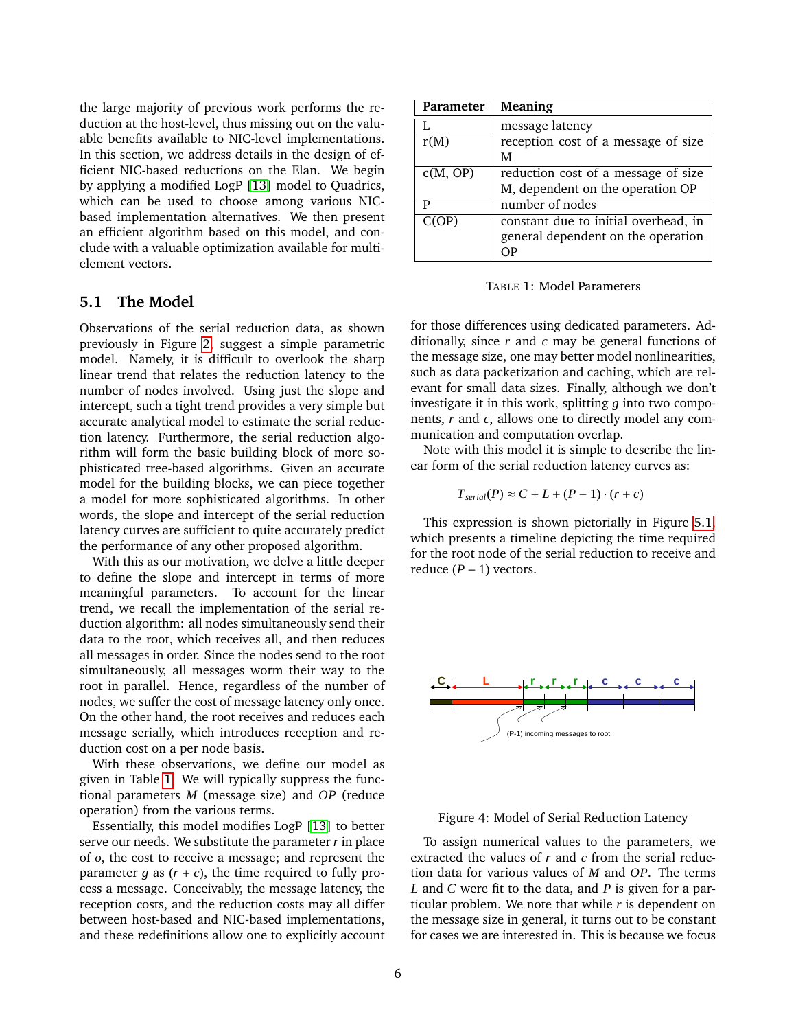the large majority of previous work performs the reduction at the host-level, thus missing out on the valuable benefits available to NIC-level implementations. In this section, we address details in the design of efficient NIC-based reductions on the Elan. We begin by applying a modified LogP [13] model to Quadrics, which can be used to choose among various NIC-based implementation alternatives. We then present an efficient algorithm based on this model, and conclude with a valuable optimization available for multi-element vectors.

## 5.1 The Model

Observations of the serial reduction data, as shown previously in Figure 2, suggest a simple parametric model. Namely, it is difficult to overlook the sharp linear trend that relates the reduction latency to the number of nodes involved. Using just the slope and intercept, such a tight trend provides a very simple but accurate analytical model to estimate the serial reduction latency. Furthermore, the serial reduction algorithm will form the basic building block of more sophisticated tree-based algorithms. Given an accurate model for the building blocks, we can piece together a model for more sophisticated algorithms. In other words, the slope and intercept of the serial reduction latency curves are sufficient to quite accurately predict the performance of any other proposed algorithm.

With this as our motivation, we delve a little deeper to define the slope and intercept in terms of more meaningful parameters. To account for the linear trend, we recall the implementation of the serial reduction algorithm: all nodes simultaneously send their data to the root, which receives all, and then reduces all messages in order. Since the nodes send to the root simultaneously, all messages worm their way to the root in parallel. Hence, regardless of the number of nodes, we suffer the cost of message latency only once. On the other hand, the root receives and reduces each message serially, which introduces reception and reduction cost on a per node basis.

With these observations, we define our model as given in Table 1. We will typically suppress the functional parameters $M$ (message size) and $OP$ (reduce operation) from the various terms.

Essentially, this model modifies LogP [13] to better serve our needs. We substitute the parameter $r$ in place of $o$, the cost to receive a message; and represent the parameter $g$ as $(r + c)$, the time required to fully process a message. Conceivably, the message latency, the reception costs, and the reduction costs may all differ between host-based and NIC-based implementations, and these redefinitions allow one to explicitly account for those differences using dedicated parameters. Additionally, since $r$ and $c$ may be general functions of the message size, one may better model nonlinearities, such as data packetization and caching, which are relevant for small data sizes. Finally, although we don't investigate it in this work, splitting $g$ into two components, $r$ and $c$, allows one to directly model any communication and computation overlap.

| Parameter | Meaning |
|---|---|
| L | message latency |
| r(M) | reception cost of a message of size M |
| c(M, OP) | reduction cost of a message of size M, dependent on the operation OP |
| P | number of nodes |
| C(OP) | constant due to initial overhead, in general dependent on the operation OP |

TABLE 1: Model Parameters

Note with this model it is simple to describe the linear form of the serial reduction latency curves as:

$$T_{serial}(P) \approx C + L + (P - 1) \cdot (r + c)$$

This expression is shown pictorially in Figure 5.1, which presents a timeline depicting the time required for the root node of the serial reduction to receive and reduce $(P - 1)$ vectors.

Figure 4: Model of Serial Reduction Latency

To assign numerical values to the parameters, we extracted the values of $r$ and $c$ from the serial reduction data for various values of $M$ and $OP$. The terms $L$ and $C$ were fit to the data, and $P$ is given for a particular problem. We note that while $r$ is dependent on the message size in general, it turns out to be constant for cases we are interested in. This is because we focus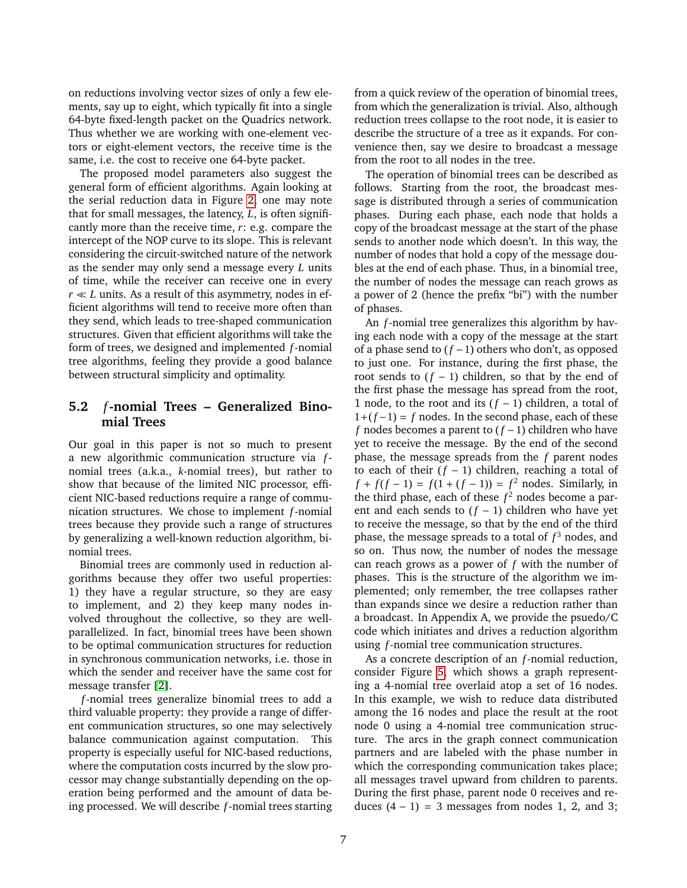on reductions involving vector sizes of only a few elements, say up to eight, which typically fit into a single 64-byte fixed-length packet on the Quadrics network. Thus whether we are working with one-element vectors or eight-element vectors, the receive time is the same, i.e. the cost to receive one 64-byte packet.

The proposed model parameters also suggest the general form of efficient algorithms. Again looking at the serial reduction data in Figure 2, one may note that for small messages, the latency, $L$, is often significantly more than the receive time, $r$: e.g. compare the intercept of the NOP curve to its slope. This is relevant considering the circuit-switched nature of the network as the sender may only send a message every $L$ units of time, while the receiver can receive one in every $r \ll L$ units. As a result of this asymmetry, nodes in efficient algorithms will tend to receive more often than they send, which leads to tree-shaped communication structures. Given that efficient algorithms will take the form of trees, we designed and implemented $f$-nomial tree algorithms, feeling they provide a good balance between structural simplicity and optimality.

## 5.2 $f$-nomial Trees – Generalized Binomial Trees

Our goal in this paper is not so much to present a new algorithmic communication structure via $f$-nomial trees (a.k.a., $k$-nomial trees), but rather to show that because of the limited NIC processor, efficient NIC-based reductions require a range of communication structures. We chose to implement $f$-nomial trees because they provide such a range of structures by generalizing a well-known reduction algorithm, binomial trees.

Binomial trees are commonly used in reduction algorithms because they offer two useful properties: 1) they have a regular structure, so they are easy to implement, and 2) they keep many nodes involved throughout the collective, so they are well-parallelized. In fact, binomial trees have been shown to be optimal communication structures for reduction in synchronous communication networks, i.e. those in which the sender and receiver have the same cost for message transfer [2].

$f$-nomial trees generalize binomial trees to add a third valuable property: they provide a range of different communication structures, so one may selectively balance communication against computation. This property is especially useful for NIC-based reductions, where the computation costs incurred by the slow processor may change substantially depending on the operation being performed and the amount of data being processed. We will describe $f$-nomial trees starting from a quick review of the operation of binomial trees, from which the generalization is trivial. Also, although reduction trees collapse to the root node, it is easier to describe the structure of a tree as it expands. For convenience then, say we desire to broadcast a message from the root to all nodes in the tree.

The operation of binomial trees can be described as follows. Starting from the root, the broadcast message is distributed through a series of communication phases. During each phase, each node that holds a copy of the broadcast message at the start of the phase sends to another node which doesn't. In this way, the number of nodes that hold a copy of the message doubles at the end of each phase. Thus, in a binomial tree, the number of nodes the message can reach grows as a power of 2 (hence the prefix "bi") with the number of phases.

An $f$-nomial tree generalizes this algorithm by having each node with a copy of the message at the start of a phase send to $(f-1)$ others who don't, as opposed to just one. For instance, during the first phase, the root sends to $(f-1)$ children, so that by the end of the first phase the message has spread from the root, 1 node, to the root and its $(f-1)$ children, a total of $1+(f-1) = f$ nodes. In the second phase, each of these $f$ nodes becomes a parent to $(f-1)$ children who have yet to receive the message. By the end of the second phase, the message spreads from the $f$ parent nodes to each of their $(f-1)$ children, reaching a total of $f + f(f-1) = f(1+(f-1)) = f^2$ nodes. Similarly, in the third phase, each of these $f^2$ nodes become a parent and each sends to $(f-1)$ children who have yet to receive the message, so that by the end of the third phase, the message spreads to a total of $f^3$ nodes, and so on. Thus now, the number of nodes the message can reach grows as a power of $f$ with the number of phases. This is the structure of the algorithm we implemented; only remember, the tree collapses rather than expands since we desire a reduction rather than a broadcast. In Appendix A, we provide the psuedo/C code which initiates and drives a reduction algorithm using $f$-nomial tree communication structures.

As a concrete description of an $f$-nomial reduction, consider Figure 5, which shows a graph representing a 4-nomial tree overlaid atop a set of 16 nodes. In this example, we wish to reduce data distributed among the 16 nodes and place the result at the root node 0 using a 4-nomial tree communication structure. The arcs in the graph connect communication partners and are labeled with the phase number in which the corresponding communication takes place; all messages travel upward from children to parents. During the first phase, parent node 0 receives and reduces $(4-1) = 3$ messages from nodes 1, 2, and 3;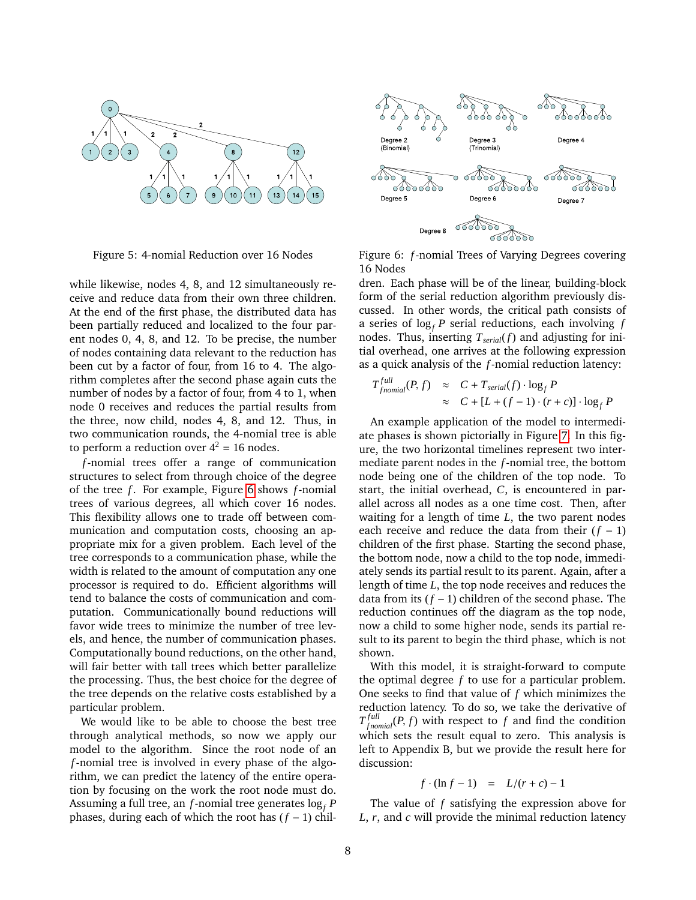Figure 5: 4-nomial Reduction over 16 Nodes

Figure 6: $f$-nomial Trees of Varying Degrees covering 16 Nodes

while likewise, nodes 4, 8, and 12 simultaneously receive and reduce data from their own three children. At the end of the first phase, the distributed data has been partially reduced and localized to the four parent nodes 0, 4, 8, and 12. To be precise, the number of nodes containing data relevant to the reduction has been cut by a factor of four, from 16 to 4. The algorithm completes after the second phase again cuts the number of nodes by a factor of four, from 4 to 1, when node 0 receives and reduces the partial results from the three, now child, nodes 4, 8, and 12. Thus, in two communication rounds, the 4-nomial tree is able to perform a reduction over $4^2 = 16$ nodes.

$f$-nomial trees offer a range of communication structures to select from through choice of the degree of the tree $f$. For example, Figure 6 shows $f$-nomial trees of various degrees, all which cover 16 nodes. This flexibility allows one to trade off between communication and computation costs, choosing an appropriate mix for a given problem. Each level of the tree corresponds to a communication phase, while the width is related to the amount of computation any one processor is required to do. Efficient algorithms will tend to balance the costs of communication and computation. Communicationally bound reductions will favor wide trees to minimize the number of tree levels, and hence, the number of communication phases. Computationally bound reductions, on the other hand, will fair better with tall trees which better parallelize the processing. Thus, the best choice for the degree of the tree depends on the relative costs established by a particular problem.

We would like to be able to choose the best tree through analytical methods, so now we apply our model to the algorithm. Since the root node of an $f$-nomial tree is involved in every phase of the algorithm, we can predict the latency of the entire operation by focusing on the work the root node must do. Assuming a full tree, an $f$-nomial tree generates $\log_f P$ phases, during each of which the root has $(f-1)$ children. Each phase will be of the linear, building-block form of the serial reduction algorithm previously discussed. In other words, the critical path consists of a series of $\log_f P$ serial reductions, each involving $f$ nodes. Thus, inserting $T_{serial}(f)$ and adjusting for initial overhead, one arrives at the following expression as a quick analysis of the $f$-nomial reduction latency:

$$
\begin{aligned}
T^{full}_{fnomial}(P, f) &\approx C + T_{serial}(f) \cdot \log_f P \\
&\approx C + [L + (f-1) \cdot (r+c)] \cdot \log_f P
\end{aligned}
$$

An example application of the model to intermediate phases is shown pictorially in Figure 7. In this figure, the two horizontal timelines represent two intermediate parent nodes in the $f$-nomial tree, the bottom node being one of the children of the top node. To start, the initial overhead, $C$, is encountered in parallel across all nodes as a one time cost. Then, after waiting for a length of time $L$, the two parent nodes each receive and reduce the data from their $(f-1)$ children of the first phase. Starting the second phase, the bottom node, now a child to the top node, immediately sends its partial result to its parent. Again, after a length of time $L$, the top node receives and reduces the data from its $(f-1)$ children of the second phase. The reduction continues off the diagram as the top node, now a child to some higher node, sends its partial result to its parent to begin the third phase, which is not shown.

With this model, it is straight-forward to compute the optimal degree $f$ to use for a particular problem. One seeks to find that value of $f$ which minimizes the reduction latency. To do so, we take the derivative of $T^{full}_{fnomial}(P, f)$ with respect to $f$ and find the condition which sets the result equal to zero. This analysis is left to Appendix B, but we provide the result here for discussion:

$$
f \cdot (\ln f - 1) \quad = \quad L/(r+c) - 1
$$

The value of $f$ satisfying the expression above for $L$, $r$, and $c$ will provide the minimal reduction latency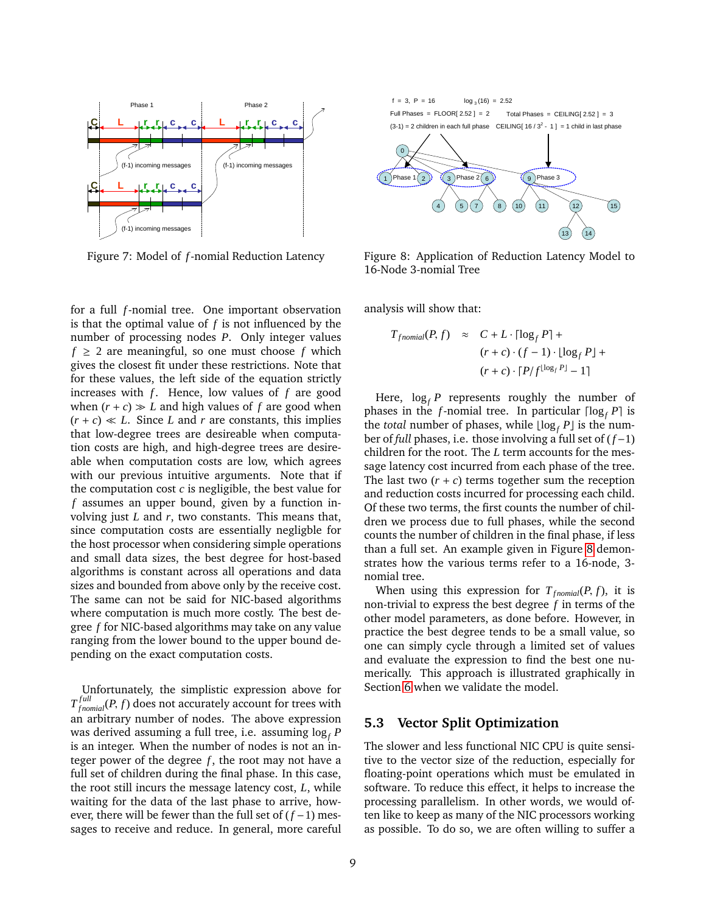Figure 7: Model of $f$-nomial Reduction Latency

Figure 8: Application of Reduction Latency Model to 16-Node 3-nomial Tree

for a full $f$-nomial tree. One important observation is that the optimal value of $f$ is not influenced by the number of processing nodes $P$. Only integer values $f \geq 2$ are meaningful, so one must choose $f$ which gives the closest fit under these restrictions. Note that for these values, the left side of the equation strictly increases with $f$. Hence, low values of $f$ are good when $(r + c) \gg L$ and high values of $f$ are good when $(r + c) \ll L$. Since $L$ and $r$ are constants, this implies that low-degree trees are desireable when computation costs are high, and high-degree trees are desireable when computation costs are low, which agrees with our previous intuitive arguments. Note that if the computation cost $c$ is negligible, the best value for $f$ assumes an upper bound, given by a function involving just $L$ and $r$, two constants. This means that, since computation costs are essentially negligible for the host processor when considering simple operations and small data sizes, the best degree for host-based algorithms is constant across all operations and data sizes and bounded from above only by the receive cost. The same can not be said for NIC-based algorithms where computation is much more costly. The best degree $f$ for NIC-based algorithms may take on any value ranging from the lower bound to the upper bound depending on the exact computation costs.

Unfortunately, the simplistic expression above for $T^{full}_{fnomial}(P, f)$ does not accurately account for trees with an arbitrary number of nodes. The above expression was derived assuming a full tree, i.e. assuming $\log_f P$ is an integer. When the number of nodes is not an integer power of the degree $f$, the root may not have a full set of children during the final phase. In this case, the root still incurs the message latency cost, $L$, while waiting for the data of the last phase to arrive, however, there will be fewer than the full set of $(f-1)$ messages to receive and reduce. In general, more careful analysis will show that:

$$
\begin{aligned}
T_{fnomial}(P, f) \quad \approx \quad & C + L \cdot \lceil \log_f P \rceil + \\
& (r + c) \cdot (f - 1) \cdot \lfloor \log_f P \rfloor + \\
& (r + c) \cdot \lceil P / f^{\lfloor \log_f P \rfloor} - 1 \rceil
\end{aligned}
$$

Here, $\log_f P$ represents roughly the number of phases in the $f$-nomial tree. In particular $\lceil \log_f P \rceil$ is the *total* number of phases, while $\lfloor \log_f P \rfloor$ is the number of *full* phases, i.e. those involving a full set of $(f-1)$ children for the root. The $L$ term accounts for the message latency cost incurred from each phase of the tree. The last two $(r + c)$ terms together sum the reception and reduction costs incurred for processing each child. Of these two terms, the first counts the number of children we process due to full phases, while the second counts the number of children in the final phase, if less than a full set. An example given in Figure 8 demonstrates how the various terms refer to a 16-node, 3-nomial tree.

When using this expression for $T_{fnomial}(P, f)$, it is non-trivial to express the best degree $f$ in terms of the other model parameters, as done before. However, in practice the best degree tends to be a small value, so one can simply cycle through a limited set of values and evaluate the expression to find the best one numerically. This approach is illustrated graphically in Section 6 when we validate the model.

## 5.3 Vector Split Optimization

The slower and less functional NIC CPU is quite sensitive to the vector size of the reduction, especially for floating-point operations which must be emulated in software. To reduce this effect, it helps to increase the processing parallelism. In other words, we would often like to keep as many of the NIC processors working as possible. To do so, we are often willing to suffer a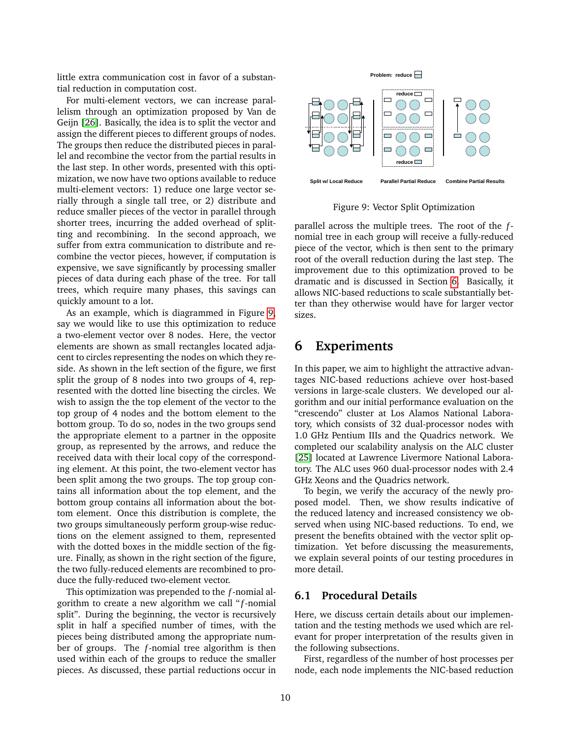little extra communication cost in favor of a substantial reduction in computation cost.

For multi-element vectors, we can increase parallelism through an optimization proposed by Van de Geijn [26]. Basically, the idea is to split the vector and assign the different pieces to different groups of nodes. The groups then reduce the distributed pieces in parallel and recombine the vector from the partial results in the last step. In other words, presented with this optimization, we now have two options available to reduce multi-element vectors: 1) reduce one large vector serially through a single tall tree, or 2) distribute and reduce smaller pieces of the vector in parallel through shorter trees, incurring the added overhead of splitting and recombining. In the second approach, we suffer from extra communication to distribute and recombine the vector pieces, however, if computation is expensive, we save significantly by processing smaller pieces of data during each phase of the tree. For tall trees, which require many phases, this savings can quickly amount to a lot.

As an example, which is diagrammed in Figure 9, say we would like to use this optimization to reduce a two-element vector over 8 nodes. Here, the vector elements are shown as small rectangles located adjacent to circles representing the nodes on which they reside. As shown in the left section of the figure, we first split the group of 8 nodes into two groups of 4, represented with the dotted line bisecting the circles. We wish to assign the the top element of the vector to the top group of 4 nodes and the bottom element to the bottom group. To do so, nodes in the two groups send the appropriate element to a partner in the opposite group, as represented by the arrows, and reduce the received data with their local copy of the corresponding element. At this point, the two-element vector has been split among the two groups. The top group contains all information about the top element, and the bottom group contains all information about the bottom element. Once this distribution is complete, the two groups simultaneously perform group-wise reductions on the element assigned to them, represented with the dotted boxes in the middle section of the figure. Finally, as shown in the right section of the figure, the two fully-reduced elements are recombined to produce the fully-reduced two-element vector.

This optimization was prepended to the $f$-nomial algorithm to create a new algorithm we call "$f$-nomial split". During the beginning, the vector is recursively split in half a specified number of times, with the pieces being distributed among the appropriate number of groups. The $f$-nomial tree algorithm is then used within each of the groups to reduce the smaller pieces. As discussed, these partial reductions occur in parallel across the multiple trees. The root of the $f$-nomial tree in each group will receive a fully-reduced piece of the vector, which is then sent to the primary root of the overall reduction during the last step. The improvement due to this optimization proved to be dramatic and is discussed in Section 6. Basically, it allows NIC-based reductions to scale substantially better than they otherwise would have for larger vector sizes.

Problem: reduce

Split w/ Local Reduce | Parallel Partial Reduce | Combine Partial Results

Figure 9: Vector Split Optimization

# 6 Experiments

In this paper, we aim to highlight the attractive advantages NIC-based reductions achieve over host-based versions in large-scale clusters. We developed our algorithm and our initial performance evaluation on the "crescendo" cluster at Los Alamos National Laboratory, which consists of 32 dual-processor nodes with 1.0 GHz Pentium IIIs and the Quadrics network. We completed our scalability analysis on the ALC cluster [25] located at Lawrence Livermore National Laboratory. The ALC uses 960 dual-processor nodes with 2.4 GHz Xeons and the Quadrics network.

To begin, we verify the accuracy of the newly proposed model. Then, we show results indicative of the reduced latency and increased consistency we observed when using NIC-based reductions. To end, we present the benefits obtained with the vector split optimization. Yet before discussing the measurements, we explain several points of our testing procedures in more detail.

## 6.1 Procedural Details

Here, we discuss certain details about our implementation and the testing methods we used which are relevant for proper interpretation of the results given in the following subsections.

First, regardless of the number of host processes per node, each node implements the NIC-based reduction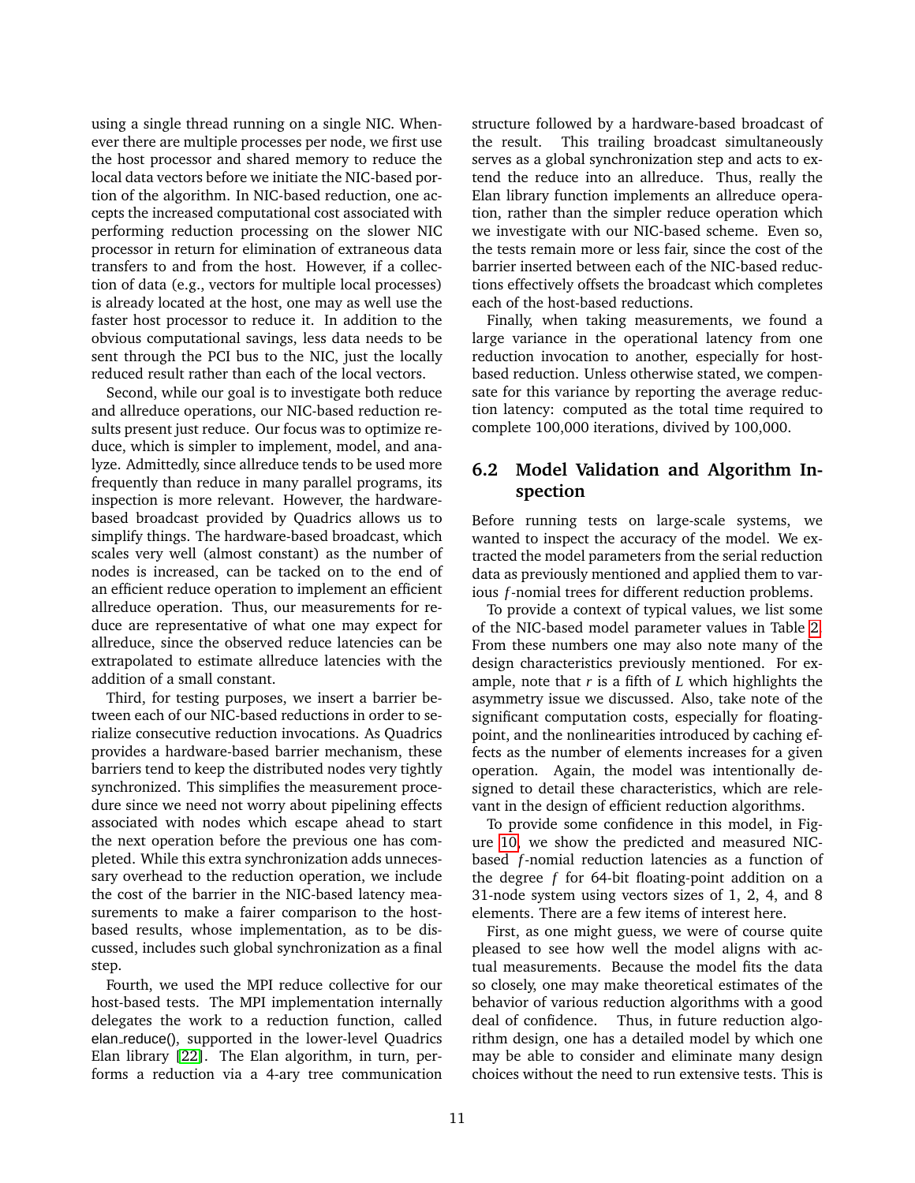using a single thread running on a single NIC. Whenever there are multiple processes per node, we first use the host processor and shared memory to reduce the local data vectors before we initiate the NIC-based portion of the algorithm. In NIC-based reduction, one accepts the increased computational cost associated with performing reduction processing on the slower NIC processor in return for elimination of extraneous data transfers to and from the host. However, if a collection of data (e.g., vectors for multiple local processes) is already located at the host, one may as well use the faster host processor to reduce it. In addition to the obvious computational savings, less data needs to be sent through the PCI bus to the NIC, just the locally reduced result rather than each of the local vectors.

Second, while our goal is to investigate both reduce and allreduce operations, our NIC-based reduction results present just reduce. Our focus was to optimize reduce, which is simpler to implement, model, and analyze. Admittedly, since allreduce tends to be used more frequently than reduce in many parallel programs, its inspection is more relevant. However, the hardware-based broadcast provided by Quadrics allows us to simplify things. The hardware-based broadcast, which scales very well (almost constant) as the number of nodes is increased, can be tacked on to the end of an efficient reduce operation to implement an efficient allreduce operation. Thus, our measurements for reduce are representative of what one may expect for allreduce, since the observed reduce latencies can be extrapolated to estimate allreduce latencies with the addition of a small constant.

Third, for testing purposes, we insert a barrier between each of our NIC-based reductions in order to serialize consecutive reduction invocations. As Quadrics provides a hardware-based barrier mechanism, these barriers tend to keep the distributed nodes very tightly synchronized. This simplifies the measurement procedure since we need not worry about pipelining effects associated with nodes which escape ahead to start the next operation before the previous one has completed. While this extra synchronization adds unnecessary overhead to the reduction operation, we include the cost of the barrier in the NIC-based latency measurements to make a fairer comparison to the host-based results, whose implementation, as to be discussed, includes such global synchronization as a final step.

Fourth, we used the MPI reduce collective for our host-based tests. The MPI implementation internally delegates the work to a reduction function, called elan_reduce(), supported in the lower-level Quadrics Elan library [22]. The Elan algorithm, in turn, performs a reduction via a 4-ary tree communication structure followed by a hardware-based broadcast of the result. This trailing broadcast simultaneously serves as a global synchronization step and acts to extend the reduce into an allreduce. Thus, really the Elan library function implements an allreduce operation, rather than the simpler reduce operation which we investigate with our NIC-based scheme. Even so, the tests remain more or less fair, since the cost of the barrier inserted between each of the NIC-based reductions effectively offsets the broadcast which completes each of the host-based reductions.

Finally, when taking measurements, we found a large variance in the operational latency from one reduction invocation to another, especially for host-based reduction. Unless otherwise stated, we compensate for this variance by reporting the average reduction latency: computed as the total time required to complete 100,000 iterations, divived by 100,000.

## 6.2 Model Validation and Algorithm Inspection

Before running tests on large-scale systems, we wanted to inspect the accuracy of the model. We extracted the model parameters from the serial reduction data as previously mentioned and applied them to various $f$-nomial trees for different reduction problems.

To provide a context of typical values, we list some of the NIC-based model parameter values in Table 2. From these numbers one may also note many of the design characteristics previously mentioned. For example, note that $r$ is a fifth of $L$ which highlights the asymmetry issue we discussed. Also, take note of the significant computation costs, especially for floating-point, and the nonlinearities introduced by caching effects as the number of elements increases for a given operation. Again, the model was intentionally designed to detail these characteristics, which are relevant in the design of efficient reduction algorithms.

To provide some confidence in this model, in Figure 10, we show the predicted and measured NIC-based $f$-nomial reduction latencies as a function of the degree $f$ for 64-bit floating-point addition on a 31-node system using vectors sizes of 1, 2, 4, and 8 elements. There are a few items of interest here.

First, as one might guess, we were of course quite pleased to see how well the model aligns with actual measurements. Because the model fits the data so closely, one may make theoretical estimates of the behavior of various reduction algorithms with a good deal of confidence. Thus, in future reduction algorithm design, one has a detailed model by which one may be able to consider and eliminate many design choices without the need to run extensive tests. This is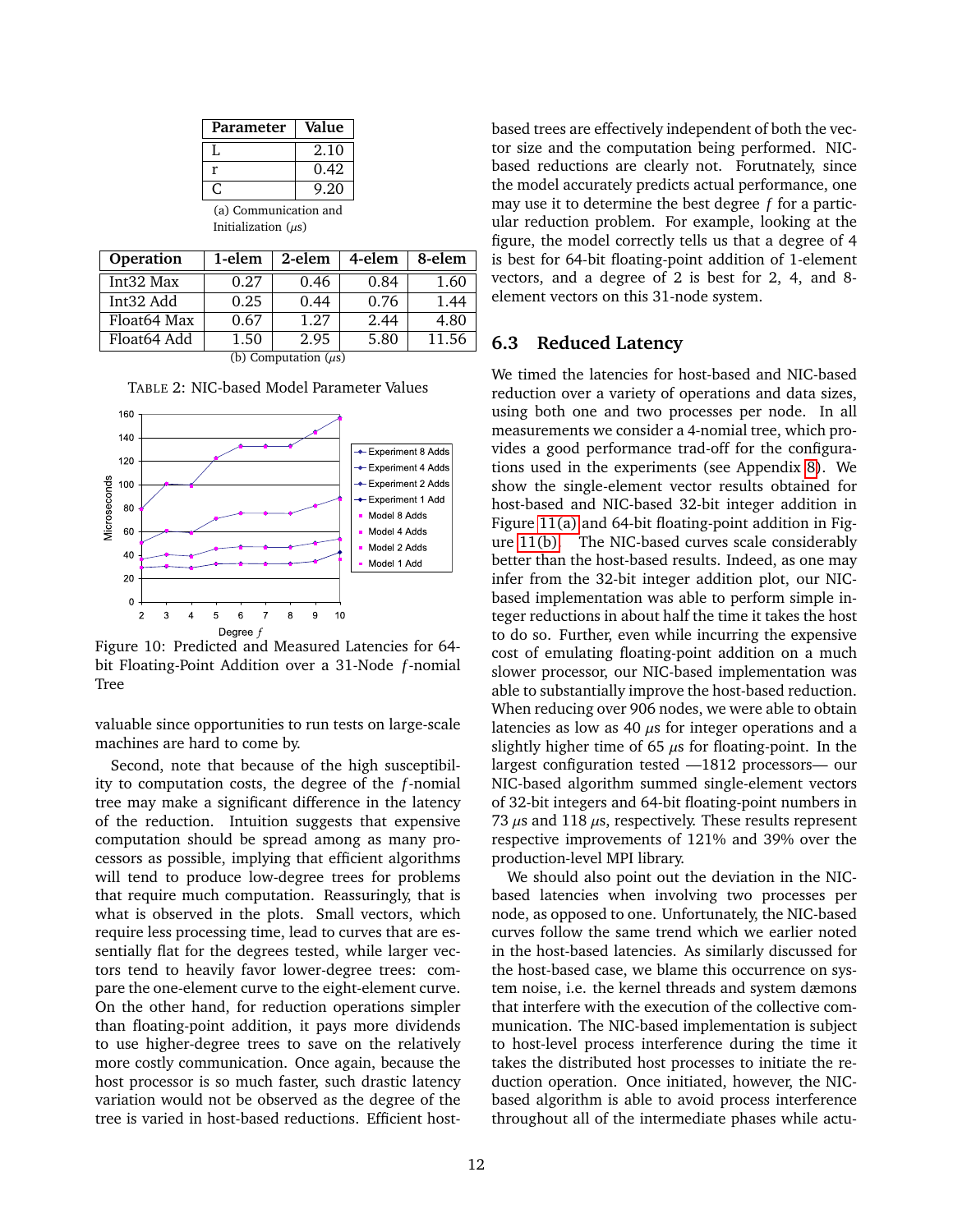| Parameter | Value |
|---|---|
| L | 2.10 |
| r | 0.42 |
| C | 9.20 |

(a) Communication and Initialization ($\mu s$)

| Operation | 1-elem | 2-elem | 4-elem | 8-elem |
|---|---|---|---|---|
| Int32 Max | 0.27 | 0.46 | 0.84 | 1.60 |
| Int32 Add | 0.25 | 0.44 | 0.76 | 1.44 |
| Float64 Max | 0.67 | 1.27 | 2.44 | 4.80 |
| Float64 Add | 1.50 | 2.95 | 5.80 | 11.56 |

(b) Computation ($\mu s$)

TABLE 2: NIC-based Model Parameter Values

Figure 10: Predicted and Measured Latencies for 64-bit Floating-Point Addition over a 31-Node $f$-nomial Tree

valuable since opportunities to run tests on large-scale machines are hard to come by.

Second, note that because of the high susceptibility to computation costs, the degree of the $f$-nomial tree may make a significant difference in the latency of the reduction. Intuition suggests that expensive computation should be spread among as many processors as possible, implying that efficient algorithms will tend to produce low-degree trees for problems that require much computation. Reassuringly, that is what is observed in the plots. Small vectors, which require less processing time, lead to curves that are essentially flat for the degrees tested, while larger vectors tend to heavily favor lower-degree trees: compare the one-element curve to the eight-element curve. On the other hand, for reduction operations simpler than floating-point addition, it pays more dividends to use higher-degree trees to save on the relatively more costly communication. Once again, because the host processor is so much faster, such drastic latency variation would not be observed as the degree of the tree is varied in host-based reductions. Efficient host-based trees are effectively independent of both the vector size and the computation being performed. NIC-based reductions are clearly not. Forutnately, since the model accurately predicts actual performance, one may use it to determine the best degree $f$ for a particular reduction problem. For example, looking at the figure, the model correctly tells us that a degree of 4 is best for 64-bit floating-point addition of 1-element vectors, and a degree of 2 is best for 2, 4, and 8-element vectors on this 31-node system.

## 6.3 Reduced Latency

We timed the latencies for host-based and NIC-based reduction over a variety of operations and data sizes, using both one and two processes per node. In all measurements we consider a 4-nomial tree, which provides a good performance trad-off for the configurations used in the experiments (see Appendix 8). We show the single-element vector results obtained for host-based and NIC-based 32-bit integer addition in Figure 11(a) and 64-bit floating-point addition in Figure 11(b). The NIC-based curves scale considerably better than the host-based results. Indeed, as one may infer from the 32-bit integer addition plot, our NIC-based implementation was able to perform simple integer reductions in about half the time it takes the host to do so. Further, even while incurring the expensive cost of emulating floating-point addition on a much slower processor, our NIC-based implementation was able to substantially improve the host-based reduction. When reducing over 906 nodes, we were able to obtain latencies as low as 40 $\mu s$ for integer operations and a slightly higher time of 65 $\mu s$ for floating-point. In the largest configuration tested —1812 processors— our NIC-based algorithm summed single-element vectors of 32-bit integers and 64-bit floating-point numbers in 73 $\mu s$ and 118 $\mu s$, respectively. These results represent respective improvements of 121% and 39% over the production-level MPI library.

We should also point out the deviation in the NIC-based latencies when involving two processes per node, as opposed to one. Unfortunately, the NIC-based curves follow the same trend which we earlier noted in the host-based latencies. As similarly discussed for the host-based case, we blame this occurrence on system noise, i.e. the kernel threads and system dæmons that interfere with the execution of the collective communication. The NIC-based implementation is subject to host-level process interference during the time it takes the distributed host processes to initiate the reduction operation. Once initiated, however, the NIC-based algorithm is able to avoid process interference throughout all of the intermediate phases while actu-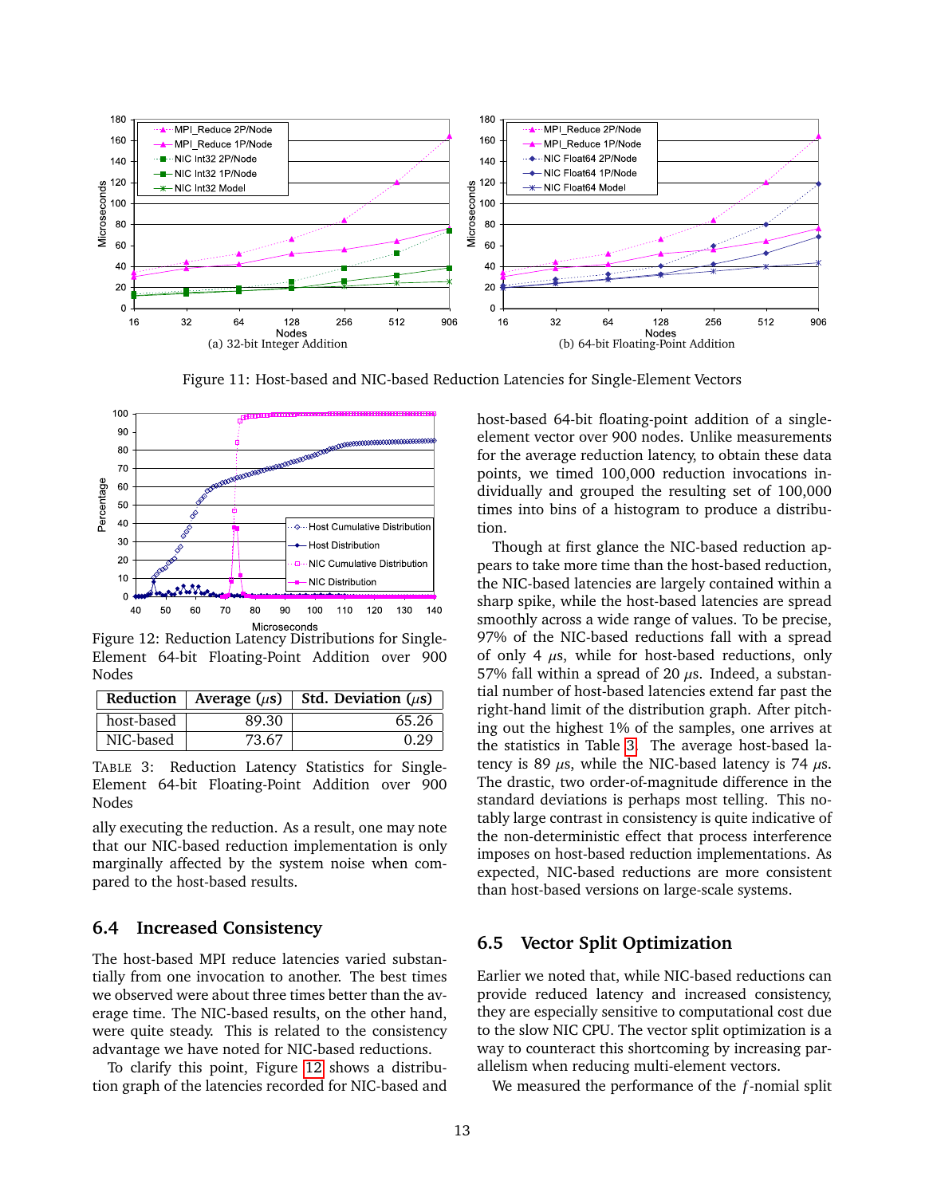Figure 11: Host-based and NIC-based Reduction Latencies for Single-Element Vectors

(a) 32-bit Integer Addition

(b) 64-bit Floating-Point Addition

Figure 12: Reduction Latency Distributions for Single-Element 64-bit Floating-Point Addition over 900 Nodes

| Reduction | Average ($\mu$s) | Std. Deviation ($\mu$s) |
|---|---|---|
| host-based | 89.30 | 65.26 |
| NIC-based | 73.67 | 0.29 |

TABLE 3: Reduction Latency Statistics for Single-Element 64-bit Floating-Point Addition over 900 Nodes

ally executing the reduction. As a result, one may note that our NIC-based reduction implementation is only marginally affected by the system noise when compared to the host-based results.

## 6.4 Increased Consistency

The host-based MPI reduce latencies varied substantially from one invocation to another. The best times we observed were about three times better than the average time. The NIC-based results, on the other hand, were quite steady. This is related to the consistency advantage we have noted for NIC-based reductions.

To clarify this point, Figure 12 shows a distribution graph of the latencies recorded for NIC-based and host-based 64-bit floating-point addition of a single-element vector over 900 nodes. Unlike measurements for the average reduction latency, to obtain these data points, we timed 100,000 reduction invocations individually and grouped the resulting set of 100,000 times into bins of a histogram to produce a distribution.

Though at first glance the NIC-based reduction appears to take more time than the host-based reduction, the NIC-based latencies are largely contained within a sharp spike, while the host-based latencies are spread smoothly across a wide range of values. To be precise, 97% of the NIC-based reductions fall with a spread of only 4 $\mu$s, while for host-based reductions, only 57% fall within a spread of 20 $\mu$s. Indeed, a substantial number of host-based latencies extend far past the right-hand limit of the distribution graph. After pitching out the highest 1% of the samples, one arrives at the statistics in Table 3. The average host-based latency is 89 $\mu$s, while the NIC-based latency is 74 $\mu$s. The drastic, two order-of-magnitude difference in the standard deviations is perhaps most telling. This notably large contrast in consistency is quite indicative of the non-deterministic effect that process interference imposes on host-based reduction implementations. As expected, NIC-based reductions are more consistent than host-based versions on large-scale systems.

## 6.5 Vector Split Optimization

Earlier we noted that, while NIC-based reductions can provide reduced latency and increased consistency, they are especially sensitive to computational cost due to the slow NIC CPU. The vector split optimization is a way to counteract this shortcoming by increasing parallelism when reducing multi-element vectors.

We measured the performance of the $f$-nomial split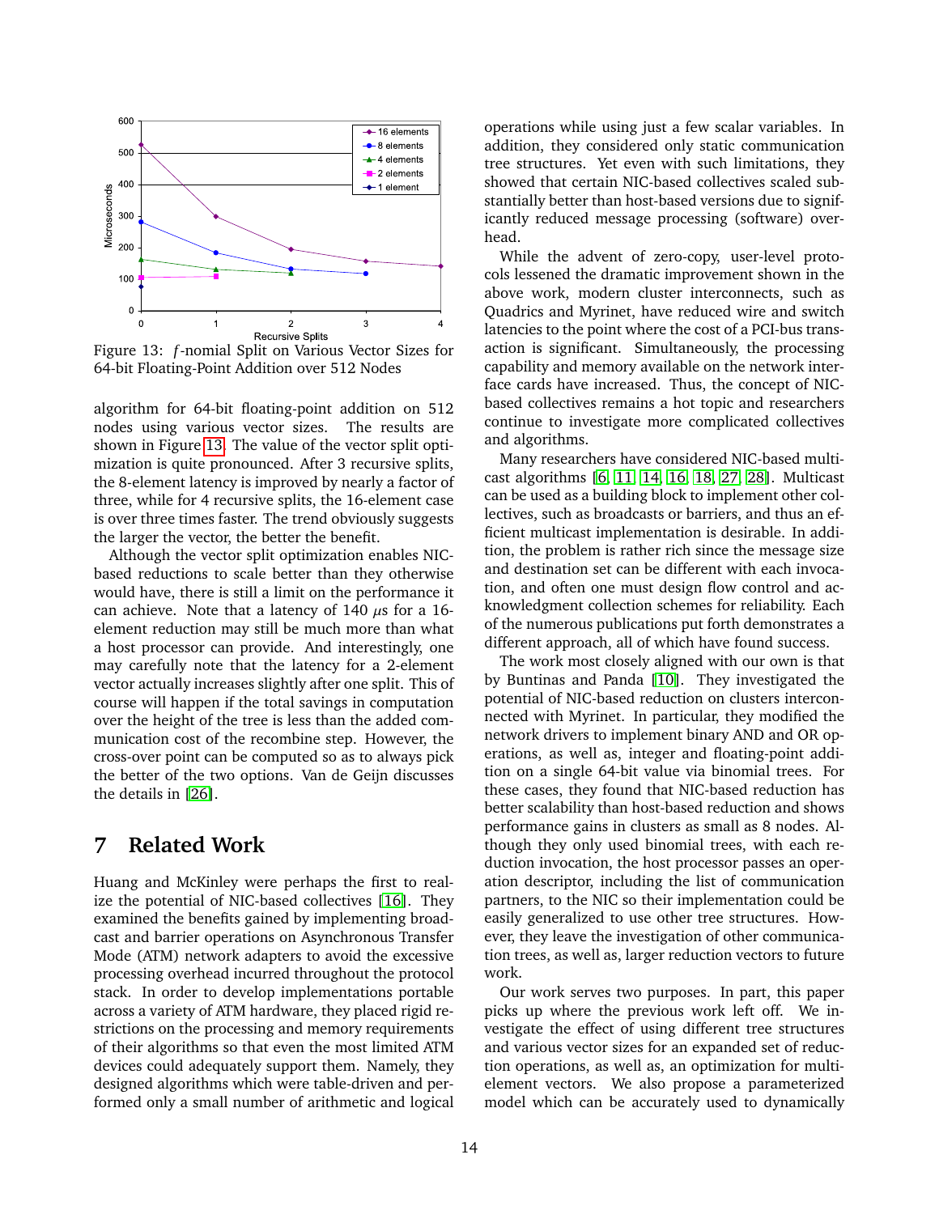Figure 13: $f$-nomial Split on Various Vector Sizes for 64-bit Floating-Point Addition over 512 Nodes

algorithm for 64-bit floating-point addition on 512 nodes using various vector sizes. The results are shown in Figure 13. The value of the vector split optimization is quite pronounced. After 3 recursive splits, the 8-element latency is improved by nearly a factor of three, while for 4 recursive splits, the 16-element case is over three times faster. The trend obviously suggests the larger the vector, the better the benefit.

Although the vector split optimization enables NIC-based reductions to scale better than they otherwise would have, there is still a limit on the performance it can achieve. Note that a latency of 140 $\mu$s for a 16-element reduction may still be much more than what a host processor can provide. And interestingly, one may carefully note that the latency for a 2-element vector actually increases slightly after one split. This of course will happen if the total savings in computation over the height of the tree is less than the added communication cost of the recombine step. However, the cross-over point can be computed so as to always pick the better of the two options. Van de Geijn discusses the details in [26].

# 7 Related Work

Huang and McKinley were perhaps the first to realize the potential of NIC-based collectives [16]. They examined the benefits gained by implementing broadcast and barrier operations on Asynchronous Transfer Mode (ATM) network adapters to avoid the excessive processing overhead incurred throughout the protocol stack. In order to develop implementations portable across a variety of ATM hardware, they placed rigid restrictions on the processing and memory requirements of their algorithms so that even the most limited ATM devices could adequately support them. Namely, they designed algorithms which were table-driven and performed only a small number of arithmetic and logical operations while using just a few scalar variables. In addition, they considered only static communication tree structures. Yet even with such limitations, they showed that certain NIC-based collectives scaled substantially better than host-based versions due to significantly reduced message processing (software) overhead.

While the advent of zero-copy, user-level protocols lessened the dramatic improvement shown in the above work, modern cluster interconnects, such as Quadrics and Myrinet, have reduced wire and switch latencies to the point where the cost of a PCI-bus transaction is significant. Simultaneously, the processing capability and memory available on the network interface cards have increased. Thus, the concept of NIC-based collectives remains a hot topic and researchers continue to investigate more complicated collectives and algorithms.

Many researchers have considered NIC-based multicast algorithms [6, 11, 14, 16, 18, 27, 28]. Multicast can be used as a building block to implement other collectives, such as broadcasts or barriers, and thus an efficient multicast implementation is desirable. In addition, the problem is rather rich since the message size and destination set can be different with each invocation, and often one must design flow control and acknowledgment collection schemes for reliability. Each of the numerous publications put forth demonstrates a different approach, all of which have found success.

The work most closely aligned with our own is that by Buntinas and Panda [10]. They investigated the potential of NIC-based reduction on clusters interconnected with Myrinet. In particular, they modified the network drivers to implement binary AND and OR operations, as well as, integer and floating-point addition on a single 64-bit value via binomial trees. For these cases, they found that NIC-based reduction has better scalability than host-based reduction and shows performance gains in clusters as small as 8 nodes. Although they only used binomial trees, with each reduction invocation, the host processor passes an operation descriptor, including the list of communication partners, to the NIC so their implementation could be easily generalized to use other tree structures. However, they leave the investigation of other communication trees, as well as, larger reduction vectors to future work.

Our work serves two purposes. In part, this paper picks up where the previous work left off. We investigate the effect of using different tree structures and various vector sizes for an expanded set of reduction operations, as well as, an optimization for multi-element vectors. We also propose a parameterized model which can be accurately used to dynamically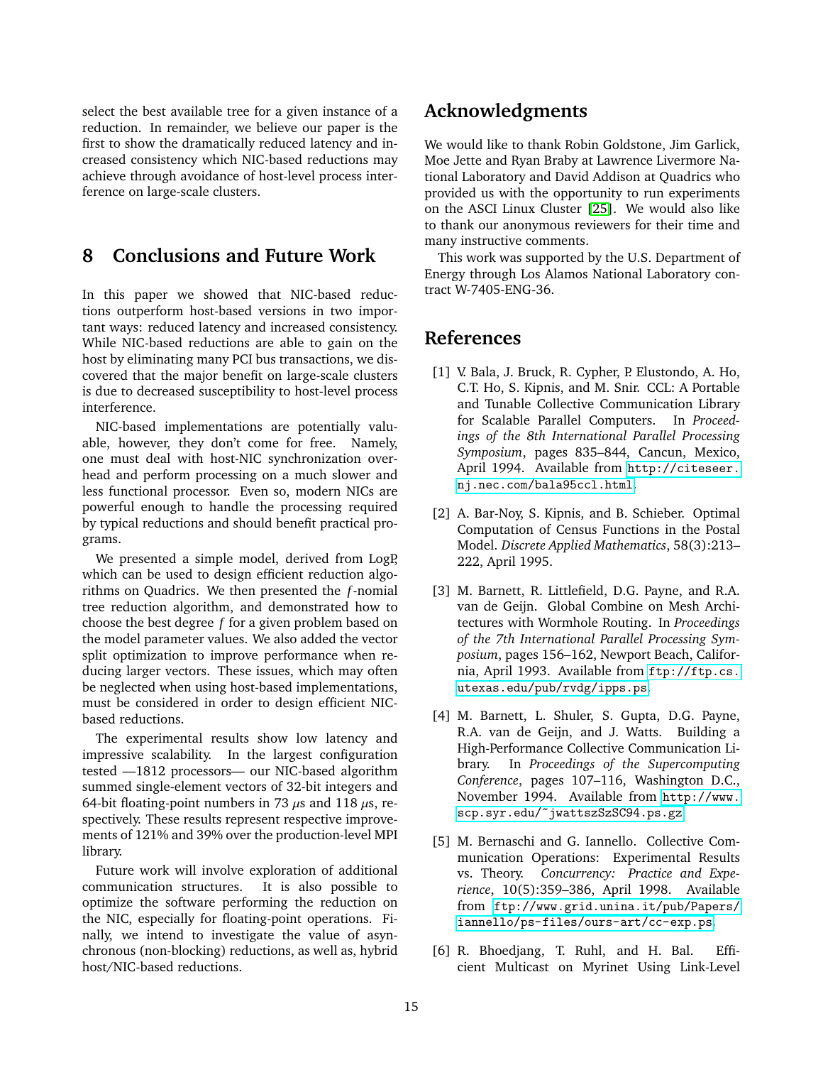select the best available tree for a given instance of a reduction. In remainder, we believe our paper is the first to show the dramatically reduced latency and increased consistency which NIC-based reductions may achieve through avoidance of host-level process interference on large-scale clusters.

## 8 Conclusions and Future Work

In this paper we showed that NIC-based reductions outperform host-based versions in two important ways: reduced latency and increased consistency. While NIC-based reductions are able to gain on the host by eliminating many PCI bus transactions, we discovered that the major benefit on large-scale clusters is due to decreased susceptibility to host-level process interference.

NIC-based implementations are potentially valuable, however, they don't come for free. Namely, one must deal with host-NIC synchronization overhead and perform processing on a much slower and less functional processor. Even so, modern NICs are powerful enough to handle the processing required by typical reductions and should benefit practical programs.

We presented a simple model, derived from LogP, which can be used to design efficient reduction algorithms on Quadrics. We then presented the $f$-nomial tree reduction algorithm, and demonstrated how to choose the best degree $f$ for a given problem based on the model parameter values. We also added the vector split optimization to improve performance when reducing larger vectors. These issues, which may often be neglected when using host-based implementations, must be considered in order to design efficient NIC-based reductions.

The experimental results show low latency and impressive scalability. In the largest configuration tested —1812 processors— our NIC-based algorithm summed single-element vectors of 32-bit integers and 64-bit floating-point numbers in 73 $\mu$s and 118 $\mu$s, respectively. These results represent respective improvements of 121% and 39% over the production-level MPI library.

Future work will involve exploration of additional communication structures. It is also possible to optimize the software performing the reduction on the NIC, especially for floating-point operations. Finally, we intend to investigate the value of asynchronous (non-blocking) reductions, as well as, hybrid host/NIC-based reductions.

## Acknowledgments

We would like to thank Robin Goldstone, Jim Garlick, Moe Jette and Ryan Braby at Lawrence Livermore National Laboratory and David Addison at Quadrics who provided us with the opportunity to run experiments on the ASCI Linux Cluster [25]. We would also like to thank our anonymous reviewers for their time and many instructive comments.

This work was supported by the U.S. Department of Energy through Los Alamos National Laboratory contract W-7405-ENG-36.

## References

[1] V. Bala, J. Bruck, R. Cypher, P. Elustondo, A. Ho, C.T. Ho, S. Kipnis, and M. Snir. CCL: A Portable and Tunable Collective Communication Library for Scalable Parallel Computers. In *Proceedings of the 8th International Parallel Processing Symposium*, pages 835–844, Cancun, Mexico, April 1994. Available from http://citeseer.nj.nec.com/bala95ccl.html.

[2] A. Bar-Noy, S. Kipnis, and B. Schieber. Optimal Computation of Census Functions in the Postal Model. *Discrete Applied Mathematics*, 58(3):213–222, April 1995.

[3] M. Barnett, R. Littlefield, D.G. Payne, and R.A. van de Geijn. Global Combine on Mesh Architectures with Wormhole Routing. In *Proceedings of the 7th International Parallel Processing Symposium*, pages 156–162, Newport Beach, California, April 1993. Available from ftp://ftp.cs.utexas.edu/pub/rvdg/ipps.ps.

[4] M. Barnett, L. Shuler, S. Gupta, D.G. Payne, R.A. van de Geijn, and J. Watts. Building a High-Performance Collective Communication Library. In *Proceedings of the Supercomputing Conference*, pages 107–116, Washington D.C., November 1994. Available from http://www.scp.syr.edu/~jwattszSzSC94.ps.gz.

[5] M. Bernaschi and G. Iannello. Collective Communication Operations: Experimental Results vs. Theory. *Concurrency: Practice and Experience*, 10(5):359–386, April 1998. Available from ftp://www.grid.unina.it/pub/Papers/iannello/ps-files/ours-art/cc-exp.ps.

[6] R. Bhoedjang, T. Ruhl, and H. Bal. Efficient Multicast on Myrinet Using Link-Level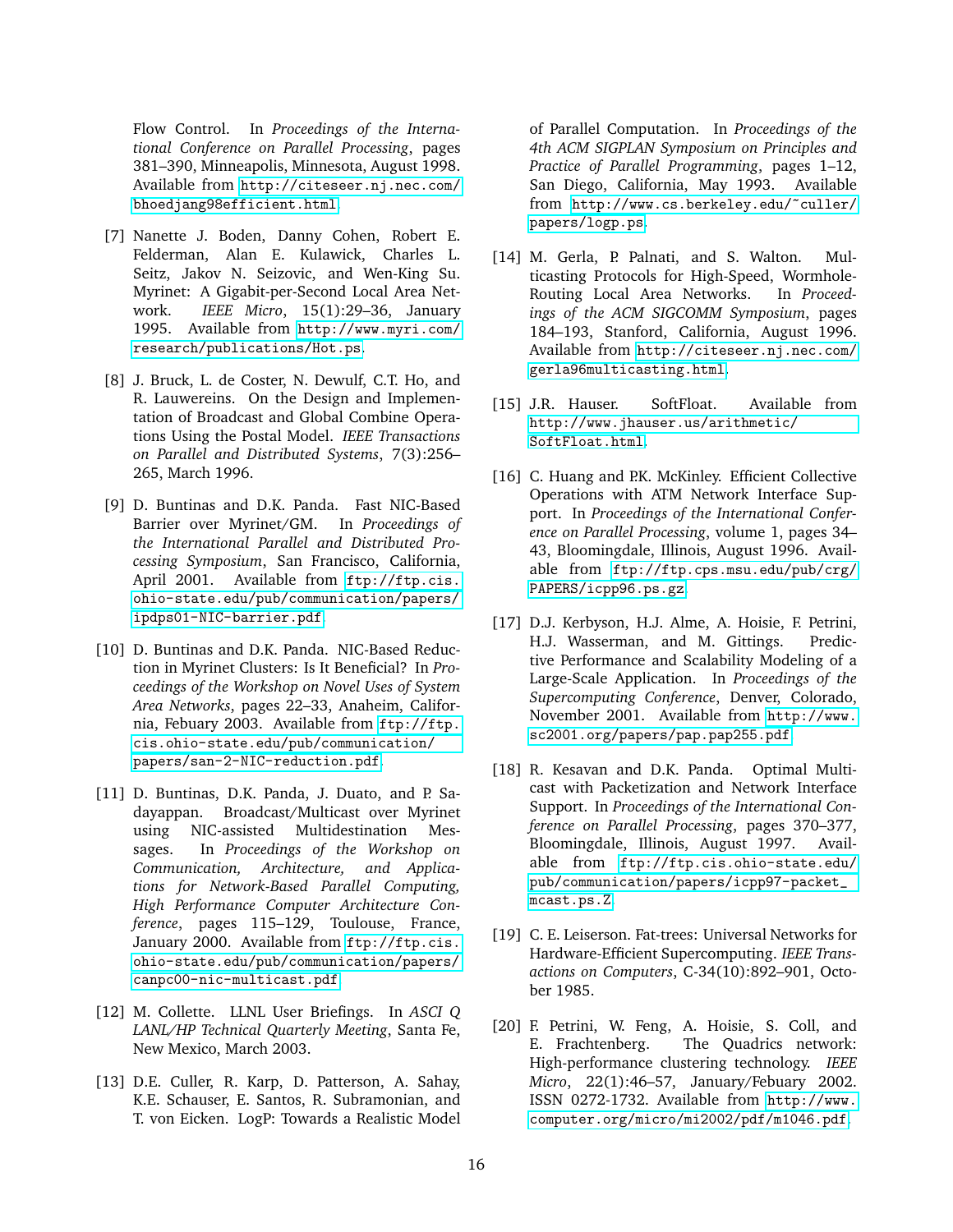Flow Control. In *Proceedings of the International Conference on Parallel Processing*, pages 381–390, Minneapolis, Minnesota, August 1998. Available from http://citeseer.nj.nec.com/bhoedjang98efficient.html.

[7] Nanette J. Boden, Danny Cohen, Robert E. Felderman, Alan E. Kulawick, Charles L. Seitz, Jakov N. Seizovic, and Wen-King Su. Myrinet: A Gigabit-per-Second Local Area Network. *IEEE Micro*, 15(1):29–36, January 1995. Available from http://www.myri.com/research/publications/Hot.ps.

[8] J. Bruck, L. de Coster, N. Dewulf, C.T. Ho, and R. Lauwereins. On the Design and Implementation of Broadcast and Global Combine Operations Using the Postal Model. *IEEE Transactions on Parallel and Distributed Systems*, 7(3):256–265, March 1996.

[9] D. Buntinas and D.K. Panda. Fast NIC-Based Barrier over Myrinet/GM. In *Proceedings of the International Parallel and Distributed Processing Symposium*, San Francisco, California, April 2001. Available from ftp://ftp.cis.ohio-state.edu/pub/communication/papers/ipdps01-NIC-barrier.pdf.

[10] D. Buntinas and D.K. Panda. NIC-Based Reduction in Myrinet Clusters: Is It Beneficial? In *Proceedings of the Workshop on Novel Uses of System Area Networks*, pages 22–33, Anaheim, California, Febuary 2003. Available from ftp://ftp.cis.ohio-state.edu/pub/communication/papers/san-2-NIC-reduction.pdf.

[11] D. Buntinas, D.K. Panda, J. Duato, and P. Sadayappan. Broadcast/Multicast over Myrinet using NIC-assisted Multidestination Messages. In *Proceedings of the Workshop on Communication, Architecture, and Applications for Network-Based Parallel Computing, High Performance Computer Architecture Conference*, pages 115–129, Toulouse, France, January 2000. Available from ftp://ftp.cis.ohio-state.edu/pub/communication/papers/canpc00-nic-multicast.pdf.

[12] M. Collette. LLNL User Briefings. In *ASCI Q LANL/HP Technical Quarterly Meeting*, Santa Fe, New Mexico, March 2003.

[13] D.E. Culler, R. Karp, D. Patterson, A. Sahay, K.E. Schauser, E. Santos, R. Subramonian, and T. von Eicken. LogP: Towards a Realistic Model of Parallel Computation. In *Proceedings of the 4th ACM SIGPLAN Symposium on Principles and Practice of Parallel Programming*, pages 1–12, San Diego, California, May 1993. Available from http://www.cs.berkeley.edu/~culler/papers/logp.ps.

[14] M. Gerla, P. Palnati, and S. Walton. Multicasting Protocols for High-Speed, Wormhole-Routing Local Area Networks. In *Proceedings of the ACM SIGCOMM Symposium*, pages 184–193, Stanford, California, August 1996. Available from http://citeseer.nj.nec.com/gerla96multicasting.html.

[15] J.R. Hauser. SoftFloat. Available from http://www.jhauser.us/arithmetic/SoftFloat.html.

[16] C. Huang and P.K. McKinley. Efficient Collective Operations with ATM Network Interface Support. In *Proceedings of the International Conference on Parallel Processing*, volume 1, pages 34–43, Bloomingdale, Illinois, August 1996. Available from ftp://ftp.cps.msu.edu/pub/crg/PAPERS/icpp96.ps.gz.

[17] D.J. Kerbyson, H.J. Alme, A. Hoisie, F. Petrini, H.J. Wasserman, and M. Gittings. Predictive Performance and Scalability Modeling of a Large-Scale Application. In *Proceedings of the Supercomputing Conference*, Denver, Colorado, November 2001. Available from http://www.sc2001.org/papers/pap.pap255.pdf.

[18] R. Kesavan and D.K. Panda. Optimal Multicast with Packetization and Network Interface Support. In *Proceedings of the International Conference on Parallel Processing*, pages 370–377, Bloomingdale, Illinois, August 1997. Available from ftp://ftp.cis.ohio-state.edu/pub/communication/papers/icpp97-packet_mcast.ps.Z.

[19] C. E. Leiserson. Fat-trees: Universal Networks for Hardware-Efficient Supercomputing. *IEEE Transactions on Computers*, C-34(10):892–901, October 1985.

[20] F. Petrini, W. Feng, A. Hoisie, S. Coll, and E. Frachtenberg. The Quadrics network: High-performance clustering technology. *IEEE Micro*, 22(1):46–57, January/Febuary 2002. ISSN 0272-1732. Available from http://www.computer.org/micro/mi2002/pdf/m1046.pdf.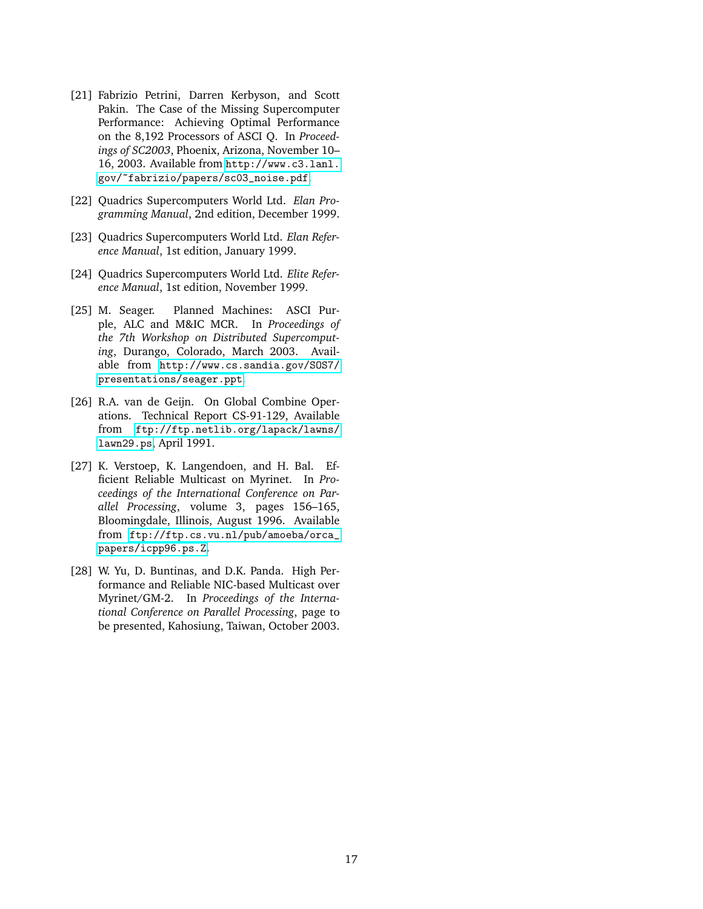[21] Fabrizio Petrini, Darren Kerbyson, and Scott Pakin. The Case of the Missing Supercomputer Performance: Achieving Optimal Performance on the 8,192 Processors of ASCI Q. In *Proceedings of SC2003*, Phoenix, Arizona, November 10–16, 2003. Available from http://www.c3.lanl.gov/~fabrizio/papers/sc03_noise.pdf.

[22] Quadrics Supercomputers World Ltd. *Elan Programming Manual*, 2nd edition, December 1999.

[23] Quadrics Supercomputers World Ltd. *Elan Reference Manual*, 1st edition, January 1999.

[24] Quadrics Supercomputers World Ltd. *Elite Reference Manual*, 1st edition, November 1999.

[25] M. Seager. Planned Machines: ASCI Purple, ALC and M&IC MCR. In *Proceedings of the 7th Workshop on Distributed Supercomputing*, Durango, Colorado, March 2003. Available from http://www.cs.sandia.gov/SOS7/presentations/seager.ppt.

[26] R.A. van de Geijn. On Global Combine Operations. Technical Report CS-91-129, Available from ftp://ftp.netlib.org/lapack/lawns/lawn29.ps, April 1991.

[27] K. Verstoep, K. Langendoen, and H. Bal. Efficient Reliable Multicast on Myrinet. In *Proceedings of the International Conference on Parallel Processing*, volume 3, pages 156–165, Bloomingdale, Illinois, August 1996. Available from ftp://ftp.cs.vu.nl/pub/amoeba/orca_papers/icpp96.ps.Z.

[28] W. Yu, D. Buntinas, and D.K. Panda. High Performance and Reliable NIC-based Multicast over Myrinet/GM-2. In *Proceedings of the International Conference on Parallel Processing*, page to be presented, Kahosiung, Taiwan, October 2003.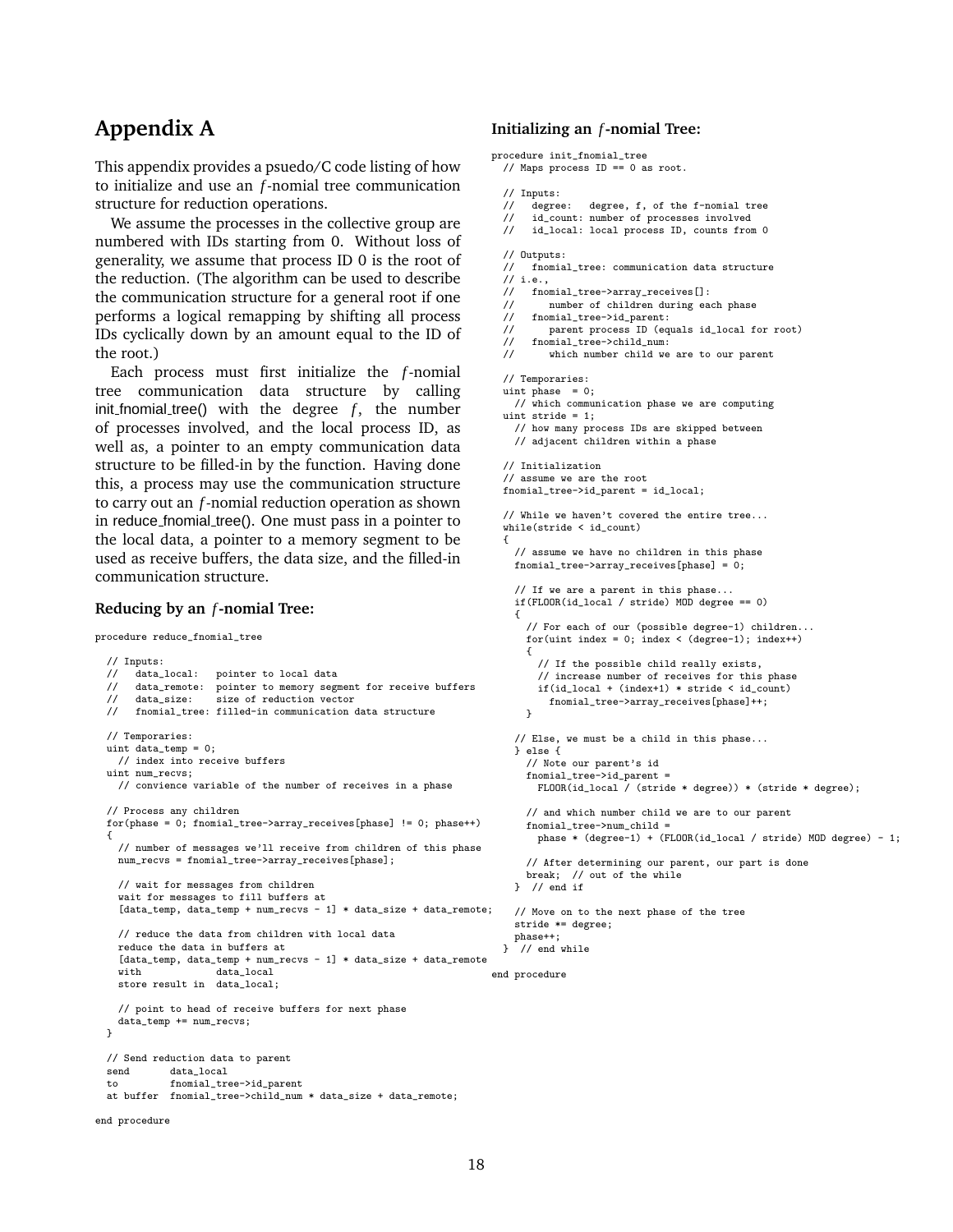# Appendix A

This appendix provides a psuedo/C code listing of how to initialize and use an $f$-nomial tree communication structure for reduction operations.

We assume the processes in the collective group are numbered with IDs starting from 0. Without loss of generality, we assume that process ID 0 is the root of the reduction. (The algorithm can be used to describe the communication structure for a general root if one performs a logical remapping by shifting all process IDs cyclically down by an amount equal to the ID of the root.)

Each process must first initialize the $f$-nomial tree communication data structure by calling init_fnomial_tree() with the degree $f$, the number of processes involved, and the local process ID, as well as, a pointer to an empty communication data structure to be filled-in by the function. Having done this, a process may use the communication structure to carry out an $f$-nomial reduction operation as shown in reduce_fnomial_tree(). One must pass in a pointer to the local data, a pointer to a memory segment to be used as receive buffers, the data size, and the filled-in communication structure.

### Reducing by an $f$-nomial Tree:

```
procedure reduce_fnomial_tree

  // Inputs:
  //   data_local:   pointer to local data
  //   data_remote:  pointer to memory segment for receive buffers
  //   data_size:    size of reduction vector
  //   fnomial_tree: filled-in communication data structure

  // Temporaries:
  uint data_temp = 0;
    // index into receive buffers
  uint num_recvs;
    // convience variable of the number of receives in a phase

  // Process any children
  for(phase = 0; fnomial_tree->array_receives[phase] != 0; phase++)
  {
    // number of messages we'll receive from children of this phase
    num_recvs = fnomial_tree->array_receives[phase];

    // wait for messages from children
    wait for messages to fill buffers at
    [data_temp, data_temp + num_recvs - 1] * data_size + data_remote;

    // reduce the data from children with local data
    reduce the data in buffers at
    [data_temp, data_temp + num_recvs - 1] * data_size + data_remote
    with           data_local
    store result in  data_local;

    // point to head of receive buffers for next phase
    data_temp += num_recvs;
  }

  // Send reduction data to parent
  send        data_local
  to          fnomial_tree->id_parent
  at buffer   fnomial_tree->child_num * data_size + data_remote;

end procedure
```

### Initializing an $f$-nomial Tree:

```
procedure init_fnomial_tree
  // Maps process ID == 0 as root.

  // Inputs:
  //   degree:   degree, f, of the f-nomial tree
  //   id_count: number of processes involved
  //   id_local: local process ID, counts from 0

  // Outputs:
  //   fnomial_tree: communication data structure
  // i.e.,
  //   fnomial_tree->array_receives[]:
  //      number of children during each phase
  //   fnomial_tree->id_parent:
  //      parent process ID (equals id_local for root)
  //   fnomial_tree->child_num:
  //      which number child we are to our parent

  // Temporaries:
  uint phase  = 0;
    // which communication phase we are computing
  uint stride = 1;
    // how many process IDs are skipped between
    // adjacent children within a phase

  // Initialization
  // assume we are the root
  fnomial_tree->id_parent = id_local;

  // While we haven't covered the entire tree...
  while(stride < id_count)
  {
    // assume we have no children in this phase
    fnomial_tree->array_receives[phase] = 0;

    // If we are a parent in this phase...
    if(FLOOR(id_local / stride) MOD degree == 0)
    {
      // For each of our (possible degree-1) children...
      for(uint index = 0; index < (degree-1); index++)
      {
        // If the possible child really exists,
        // increase number of receives for this phase
        if(id_local + (index+1) * stride < id_count)
          fnomial_tree->array_receives[phase]++;
      }

    // Else, we must be a child in this phase...
    } else {
      // Note our parent's id
      fnomial_tree->id_parent =
        FLOOR(id_local / (stride * degree)) * (stride * degree);

      // and which number child we are to our parent
      fnomial_tree->num_child =
        phase * (degree-1) + (FLOOR(id_local / stride) MOD degree) - 1;

      // After determining our parent, our part is done
      break;  // out of the while
    }  // end if

    // Move on to the next phase of the tree
    stride *= degree;
    phase++;
  }  // end while

end procedure
```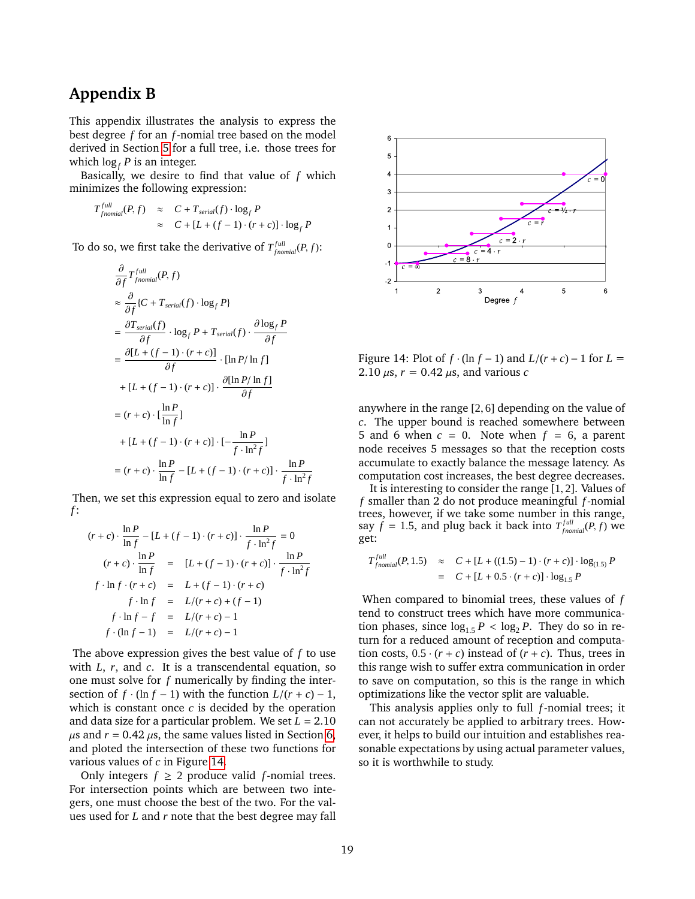# Appendix B

This appendix illustrates the analysis to express the best degree $f$ for an $f$-nomial tree based on the model derived in Section 5 for a full tree, i.e. those trees for which $\log_f P$ is an integer.

Basically, we desire to find that value of $f$ which minimizes the following expression:

$$
\begin{aligned}
T_{fnomial}^{full}(P, f) &\approx C + T_{serial}(f) \cdot \log_f P \\
&\approx C + [L + (f-1) \cdot (r+c)] \cdot \log_f P
\end{aligned}
$$

To do so, we first take the derivative of $T_{fnomial}^{full}(P, f)$:

$$
\begin{aligned}
&\frac{\partial}{\partial f} T_{fnomial}^{full}(P, f) \\
&\approx \frac{\partial}{\partial f}\{C + T_{serial}(f) \cdot \log_f P\} \\
&= \frac{\partial T_{serial}(f)}{\partial f} \cdot \log_f P + T_{serial}(f) \cdot \frac{\partial \log_f P}{\partial f} \\
&= \frac{\partial [L + (f-1) \cdot (r+c)]}{\partial f} \cdot [\ln P / \ln f] \\
&\quad + [L + (f-1) \cdot (r+c)] \cdot \frac{\partial [\ln P / \ln f]}{\partial f} \\
&= (r+c) \cdot [\frac{\ln P}{\ln f}] \\
&\quad + [L + (f-1) \cdot (r+c)] \cdot [-\frac{\ln P}{f \cdot \ln^2 f}] \\
&= (r+c) \cdot \frac{\ln P}{\ln f} - [L + (f-1) \cdot (r+c)] \cdot \frac{\ln P}{f \cdot \ln^2 f}
\end{aligned}
$$

Then, we set this expression equal to zero and isolate $f$:

$$
(r+c) \cdot \frac{\ln P}{\ln f} - [L + (f-1) \cdot (r+c)] \cdot \frac{\ln P}{f \cdot \ln^2 f} = 0
$$

$$
\begin{aligned}
(r+c) \cdot \frac{\ln P}{\ln f} &= [L + (f-1) \cdot (r+c)] \cdot \frac{\ln P}{f \cdot \ln^2 f} \\
f \cdot \ln f \cdot (r+c) &= L + (f-1) \cdot (r+c) \\
f \cdot \ln f &= L/(r+c) + (f-1) \\
f \cdot \ln f - f &= L/(r+c) - 1 \\
f \cdot (\ln f - 1) &= L/(r+c) - 1
\end{aligned}
$$

The above expression gives the best value of $f$ to use with $L$, $r$, and $c$. It is a transcendental equation, so one must solve for $f$ numerically by finding the intersection of $f \cdot (\ln f - 1)$ with the function $L/(r+c) - 1$, which is constant once $c$ is decided by the operation and data size for a particular problem. We set $L = 2.10$ $\mu s$ and $r = 0.42$ $\mu s$, the same values listed in Section 6, and ploted the intersection of these two functions for various values of $c$ in Figure 14.

Only integers $f \geq 2$ produce valid $f$-nomial trees. For intersection points which are between two integers, one must choose the best of the two. For the values used for $L$ and $r$ note that the best degree may fall anywhere in the range $[2, 6]$ depending on the value of $c$. The upper bound is reached somewhere between 5 and 6 when $c = 0$. Note when $f = 6$, a parent node receives 5 messages so that the reception costs accumulate to exactly balance the message latency. As computation cost increases, the best degree decreases.

c = 0
c = ½ · r
c = r
c = 2 · r
c = 4 · r
c = 8 · r
c = ∞
Degree f

Figure 14: Plot of $f \cdot (\ln f - 1)$ and $L/(r+c) - 1$ for $L = 2.10$ $\mu s$, $r = 0.42$ $\mu s$, and various $c$

It is interesting to consider the range $[1, 2]$. Values of $f$ smaller than 2 do not produce meaningful $f$-nomial trees, however, if we take some number in this range, say $f = 1.5$, and plug back it back into $T_{fnomial}^{full}(P, f)$ we get:

$$
\begin{aligned}
T_{fnomial}^{full}(P, 1.5) &\approx C + [L + ((1.5) - 1) \cdot (r+c)] \cdot \log_{(1.5)} P \\
&= C + [L + 0.5 \cdot (r+c)] \cdot \log_{1.5} P
\end{aligned}
$$

When compared to binomial trees, these values of $f$ tend to construct trees which have more communication phases, since $\log_{1.5} P < \log_2 P$. They do so in return for a reduced amount of reception and computation costs, $0.5 \cdot (r+c)$ instead of $(r+c)$. Thus, trees in this range wish to suffer extra communication in order to save on computation, so this is the range in which optimizations like the vector split are valuable.

This analysis applies only to full $f$-nomial trees; it can not accurately be applied to arbitrary trees. However, it helps to build our intuition and establishes reasonable expectations by using actual parameter values, so it is worthwhile to study.